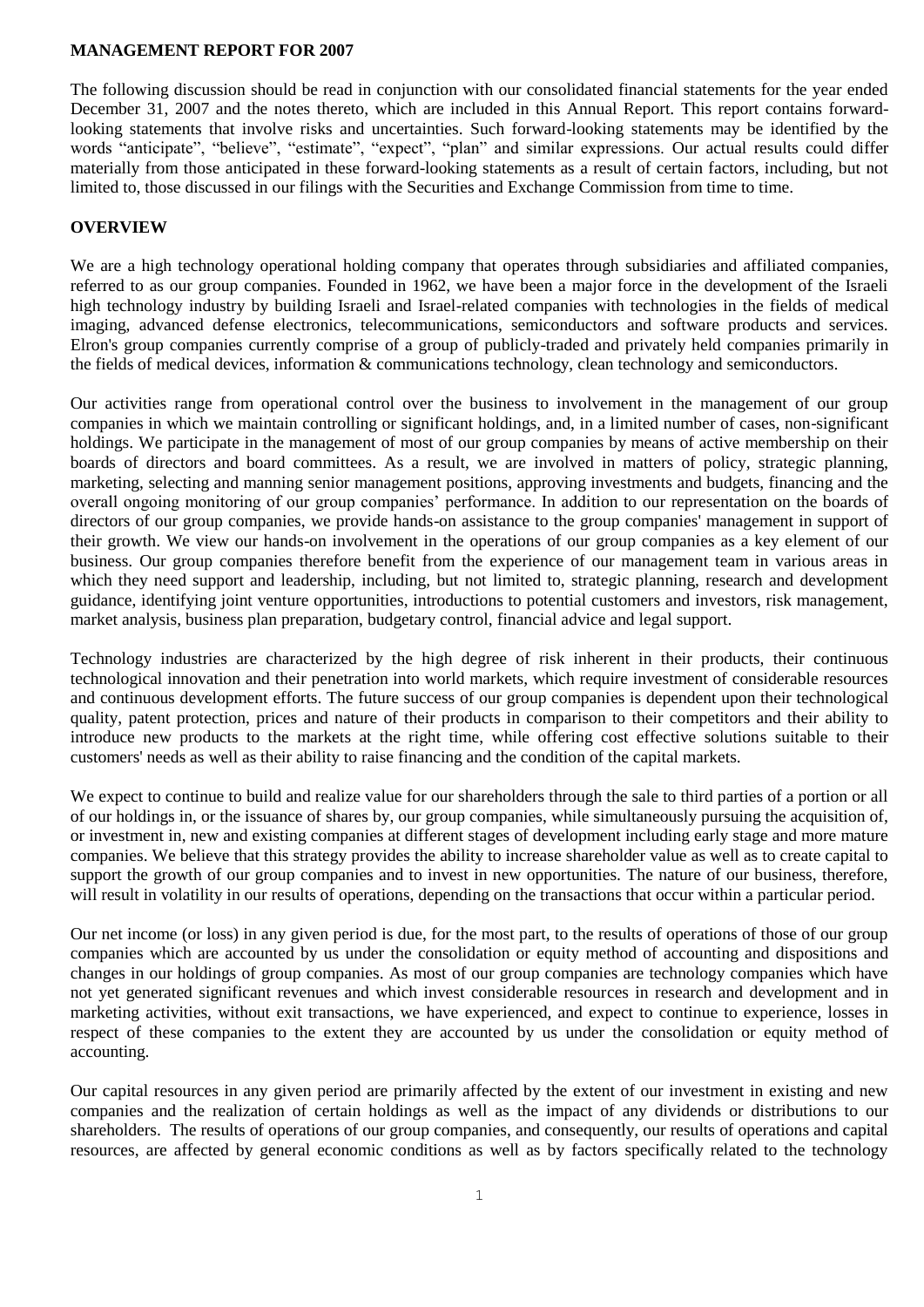**MANAGEMENT REPORT FOR 2007**

The following discussion should be read in conjunction with our consolidated financial statements for the year ended December 31, 2007 and the notes thereto, which are included in this Annual Report. This report contains forward-looking statements that involve risks and uncertainties. Such forward-looking statements may be identified by the words "anticipate", "believe", "estimate", "expect", "plan" and similar expressions. Our actual results could differ materially from those anticipated in these forward-looking statements as a result of certain factors, including, but not limited to, those discussed in our filings with the Securities and Exchange Commission from time to time.

**OVERVIEW**

We are a high technology operational holding company that operates through subsidiaries and affiliated companies, referred to as our group companies. Founded in 1962, we have been a major force in the development of the Israeli high technology industry by building Israeli and Israel-related companies with technologies in the fields of medical imaging, advanced defense electronics, telecommunications, semiconductors and software products and services. Elron's group companies currently comprise of a group of publicly-traded and privately held companies primarily in the fields of medical devices, information & communications technology, clean technology and semiconductors.

Our activities range from operational control over the business to involvement in the management of our group companies in which we maintain controlling or significant holdings, and, in a limited number of cases, non-significant holdings. We participate in the management of most of our group companies by means of active membership on their boards of directors and board committees. As a result, we are involved in matters of policy, strategic planning, marketing, selecting and manning senior management positions, approving investments and budgets, financing and the overall ongoing monitoring of our group companies' performance. In addition to our representation on the boards of directors of our group companies, we provide hands-on assistance to the group companies' management in support of their growth. We view our hands-on involvement in the operations of our group companies as a key element of our business. Our group companies therefore benefit from the experience of our management team in various areas in which they need support and leadership, including, but not limited to, strategic planning, research and development guidance, identifying joint venture opportunities, introductions to potential customers and investors, risk management, market analysis, business plan preparation, budgetary control, financial advice and legal support.

Technology industries are characterized by the high degree of risk inherent in their products, their continuous technological innovation and their penetration into world markets, which require investment of considerable resources and continuous development efforts. The future success of our group companies is dependent upon their technological quality, patent protection, prices and nature of their products in comparison to their competitors and their ability to introduce new products to the markets at the right time, while offering cost effective solutions suitable to their customers' needs as well as their ability to raise financing and the condition of the capital markets.

We expect to continue to build and realize value for our shareholders through the sale to third parties of a portion or all of our holdings in, or the issuance of shares by, our group companies, while simultaneously pursuing the acquisition of, or investment in, new and existing companies at different stages of development including early stage and more mature companies. We believe that this strategy provides the ability to increase shareholder value as well as to create capital to support the growth of our group companies and to invest in new opportunities. The nature of our business, therefore, will result in volatility in our results of operations, depending on the transactions that occur within a particular period.

Our net income (or loss) in any given period is due, for the most part, to the results of operations of those of our group companies which are accounted by us under the consolidation or equity method of accounting and dispositions and changes in our holdings of group companies. As most of our group companies are technology companies which have not yet generated significant revenues and which invest considerable resources in research and development and in marketing activities, without exit transactions, we have experienced, and expect to continue to experience, losses in respect of these companies to the extent they are accounted by us under the consolidation or equity method of accounting.

Our capital resources in any given period are primarily affected by the extent of our investment in existing and new companies and the realization of certain holdings as well as the impact of any dividends or distributions to our shareholders. The results of operations of our group companies, and consequently, our results of operations and capital resources, are affected by general economic conditions as well as by factors specifically related to the technology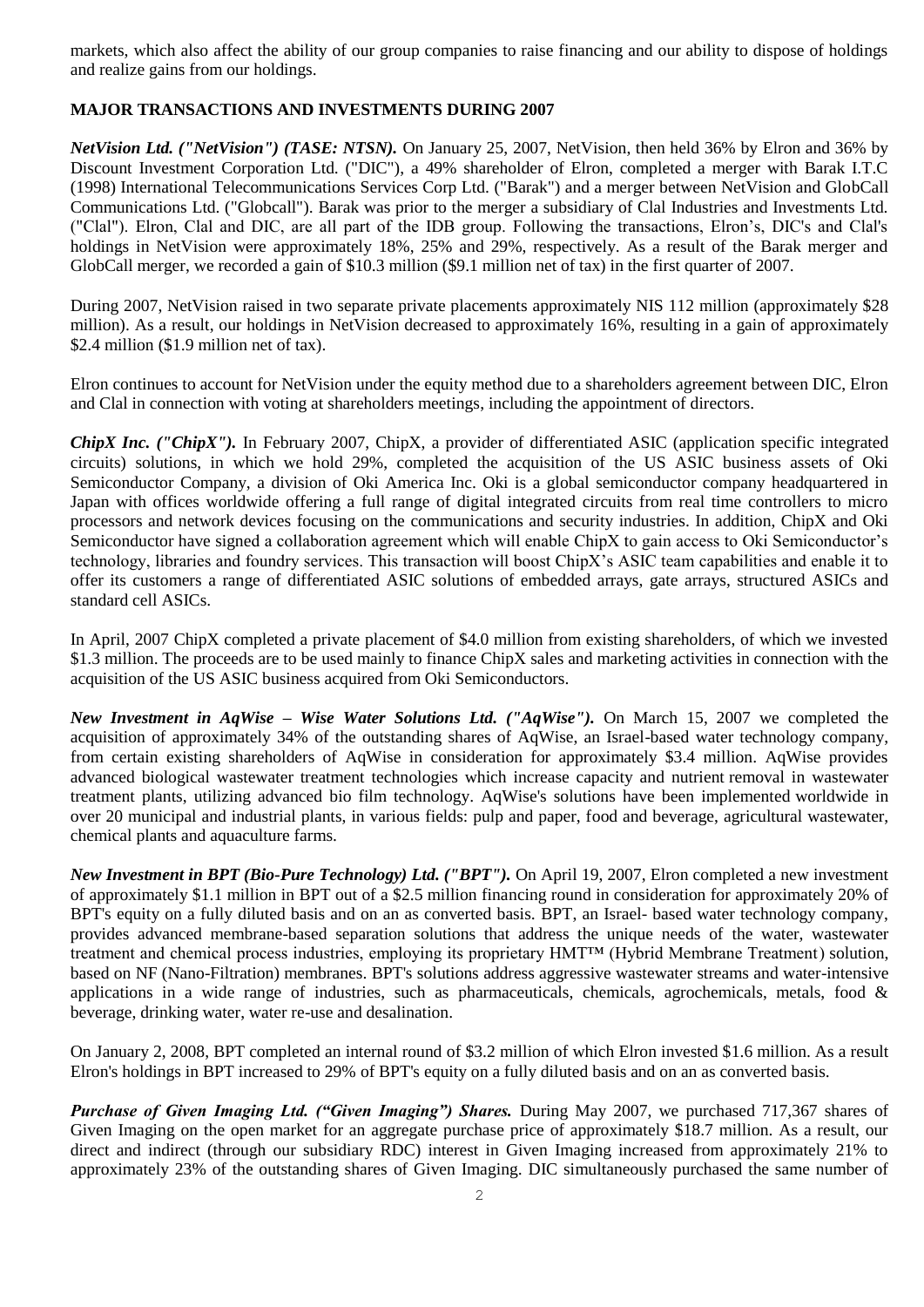markets, which also affect the ability of our group companies to raise financing and our ability to dispose of holdings and realize gains from our holdings.

**MAJOR TRANSACTIONS AND INVESTMENTS DURING 2007**

***NetVision Ltd. ("NetVision") (TASE: NTSN).*** On January 25, 2007, NetVision, then held 36% by Elron and 36% by Discount Investment Corporation Ltd. ("DIC"), a 49% shareholder of Elron, completed a merger with Barak I.T.C (1998) International Telecommunications Services Corp Ltd. ("Barak") and a merger between NetVision and GlobCall Communications Ltd. ("Globcall"). Barak was prior to the merger a subsidiary of Clal Industries and Investments Ltd. ("Clal"). Elron, Clal and DIC, are all part of the IDB group. Following the transactions, Elron's, DIC's and Clal's holdings in NetVision were approximately 18%, 25% and 29%, respectively. As a result of the Barak merger and GlobCall merger, we recorded a gain of $10.3 million ($9.1 million net of tax) in the first quarter of 2007.

During 2007, NetVision raised in two separate private placements approximately NIS 112 million (approximately $28 million). As a result, our holdings in NetVision decreased to approximately 16%, resulting in a gain of approximately $2.4 million ($1.9 million net of tax).

Elron continues to account for NetVision under the equity method due to a shareholders agreement between DIC, Elron and Clal in connection with voting at shareholders meetings, including the appointment of directors.

***ChipX Inc. ("ChipX").*** In February 2007, ChipX, a provider of differentiated ASIC (application specific integrated circuits) solutions, in which we hold 29%, completed the acquisition of the US ASIC business assets of Oki Semiconductor Company, a division of Oki America Inc. Oki is a global semiconductor company headquartered in Japan with offices worldwide offering a full range of digital integrated circuits from real time controllers to micro processors and network devices focusing on the communications and security industries. In addition, ChipX and Oki Semiconductor have signed a collaboration agreement which will enable ChipX to gain access to Oki Semiconductor's technology, libraries and foundry services. This transaction will boost ChipX's ASIC team capabilities and enable it to offer its customers a range of differentiated ASIC solutions of embedded arrays, gate arrays, structured ASICs and standard cell ASICs.

In April, 2007 ChipX completed a private placement of $4.0 million from existing shareholders, of which we invested $1.3 million. The proceeds are to be used mainly to finance ChipX sales and marketing activities in connection with the acquisition of the US ASIC business acquired from Oki Semiconductors.

***New Investment in AqWise – Wise Water Solutions Ltd. ("AqWise").*** On March 15, 2007 we completed the acquisition of approximately 34% of the outstanding shares of AqWise, an Israel-based water technology company, from certain existing shareholders of AqWise in consideration for approximately $3.4 million. AqWise provides advanced biological wastewater treatment technologies which increase capacity and nutrient removal in wastewater treatment plants, utilizing advanced bio film technology. AqWise's solutions have been implemented worldwide in over 20 municipal and industrial plants, in various fields: pulp and paper, food and beverage, agricultural wastewater, chemical plants and aquaculture farms.

***New Investment in BPT (Bio-Pure Technology) Ltd. ("BPT").*** On April 19, 2007, Elron completed a new investment of approximately $1.1 million in BPT out of a $2.5 million financing round in consideration for approximately 20% of BPT's equity on a fully diluted basis and on an as converted basis. BPT, an Israel- based water technology company, provides advanced membrane-based separation solutions that address the unique needs of the water, wastewater treatment and chemical process industries, employing its proprietary HMT™ (Hybrid Membrane Treatment) solution, based on NF (Nano-Filtration) membranes. BPT's solutions address aggressive wastewater streams and water-intensive applications in a wide range of industries, such as pharmaceuticals, chemicals, agrochemicals, metals, food & beverage, drinking water, water re-use and desalination.

On January 2, 2008, BPT completed an internal round of $3.2 million of which Elron invested $1.6 million. As a result Elron's holdings in BPT increased to 29% of BPT's equity on a fully diluted basis and on an as converted basis.

***Purchase of Given Imaging Ltd. ("Given Imaging") Shares.*** During May 2007, we purchased 717,367 shares of Given Imaging on the open market for an aggregate purchase price of approximately $18.7 million. As a result, our direct and indirect (through our subsidiary RDC) interest in Given Imaging increased from approximately 21% to approximately 23% of the outstanding shares of Given Imaging. DIC simultaneously purchased the same number of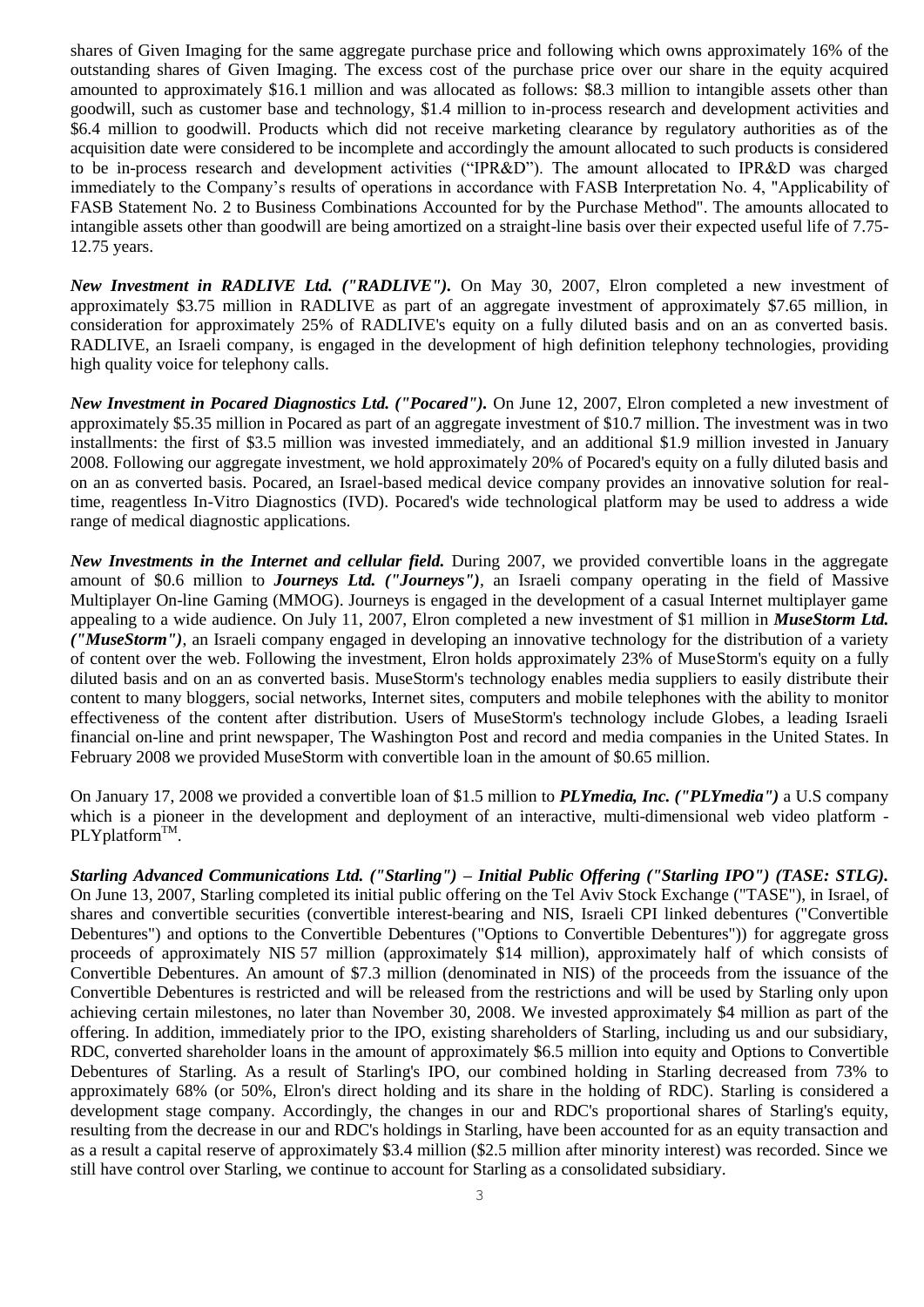shares of Given Imaging for the same aggregate purchase price and following which owns approximately 16% of the outstanding shares of Given Imaging. The excess cost of the purchase price over our share in the equity acquired amounted to approximately $16.1 million and was allocated as follows: $8.3 million to intangible assets other than goodwill, such as customer base and technology, $1.4 million to in-process research and development activities and $6.4 million to goodwill. Products which did not receive marketing clearance by regulatory authorities as of the acquisition date were considered to be incomplete and accordingly the amount allocated to such products is considered to be in-process research and development activities ("IPR&D"). The amount allocated to IPR&D was charged immediately to the Company's results of operations in accordance with FASB Interpretation No. 4, "Applicability of FASB Statement No. 2 to Business Combinations Accounted for by the Purchase Method". The amounts allocated to intangible assets other than goodwill are being amortized on a straight-line basis over their expected useful life of 7.75-12.75 years.

***New Investment in RADLIVE Ltd. ("RADLIVE").*** On May 30, 2007, Elron completed a new investment of approximately $3.75 million in RADLIVE as part of an aggregate investment of approximately $7.65 million, in consideration for approximately 25% of RADLIVE's equity on a fully diluted basis and on an as converted basis. RADLIVE, an Israeli company, is engaged in the development of high definition telephony technologies, providing high quality voice for telephony calls.

***New Investment in Pocared Diagnostics Ltd. ("Pocared").*** On June 12, 2007, Elron completed a new investment of approximately $5.35 million in Pocared as part of an aggregate investment of $10.7 million. The investment was in two installments: the first of $3.5 million was invested immediately, and an additional $1.9 million invested in January 2008. Following our aggregate investment, we hold approximately 20% of Pocared's equity on a fully diluted basis and on an as converted basis. Pocared, an Israel-based medical device company provides an innovative solution for real-time, reagentless In-Vitro Diagnostics (IVD). Pocared's wide technological platform may be used to address a wide range of medical diagnostic applications.

***New Investments in the Internet and cellular field.*** During 2007, we provided convertible loans in the aggregate amount of $0.6 million to ***Journeys Ltd. ("Journeys")***, an Israeli company operating in the field of Massive Multiplayer On-line Gaming (MMOG). Journeys is engaged in the development of a casual Internet multiplayer game appealing to a wide audience. On July 11, 2007, Elron completed a new investment of $1 million in ***MuseStorm Ltd. ("MuseStorm")***, an Israeli company engaged in developing an innovative technology for the distribution of a variety of content over the web. Following the investment, Elron holds approximately 23% of MuseStorm's equity on a fully diluted basis and on an as converted basis. MuseStorm's technology enables media suppliers to easily distribute their content to many bloggers, social networks, Internet sites, computers and mobile telephones with the ability to monitor effectiveness of the content after distribution. Users of MuseStorm's technology include Globes, a leading Israeli financial on-line and print newspaper, The Washington Post and record and media companies in the United States. In February 2008 we provided MuseStorm with convertible loan in the amount of $0.65 million.

On January 17, 2008 we provided a convertible loan of $1.5 million to ***PLYmedia, Inc. ("PLYmedia")*** a U.S company which is a pioneer in the development and deployment of an interactive, multi-dimensional web video platform - PLYplatform™.

***Starling Advanced Communications Ltd. ("Starling") – Initial Public Offering ("Starling IPO") (TASE: STLG).*** On June 13, 2007, Starling completed its initial public offering on the Tel Aviv Stock Exchange ("TASE"), in Israel, of shares and convertible securities (convertible interest-bearing and NIS, Israeli CPI linked debentures ("Convertible Debentures") and options to the Convertible Debentures ("Options to Convertible Debentures")) for aggregate gross proceeds of approximately NIS 57 million (approximately $14 million), approximately half of which consists of Convertible Debentures. An amount of $7.3 million (denominated in NIS) of the proceeds from the issuance of the Convertible Debentures is restricted and will be released from the restrictions and will be used by Starling only upon achieving certain milestones, no later than November 30, 2008. We invested approximately $4 million as part of the offering. In addition, immediately prior to the IPO, existing shareholders of Starling, including us and our subsidiary, RDC, converted shareholder loans in the amount of approximately $6.5 million into equity and Options to Convertible Debentures of Starling. As a result of Starling's IPO, our combined holding in Starling decreased from 73% to approximately 68% (or 50%, Elron's direct holding and its share in the holding of RDC). Starling is considered a development stage company. Accordingly, the changes in our and RDC's proportional shares of Starling's equity, resulting from the decrease in our and RDC's holdings in Starling, have been accounted for as an equity transaction and as a result a capital reserve of approximately $3.4 million ($2.5 million after minority interest) was recorded. Since we still have control over Starling, we continue to account for Starling as a consolidated subsidiary.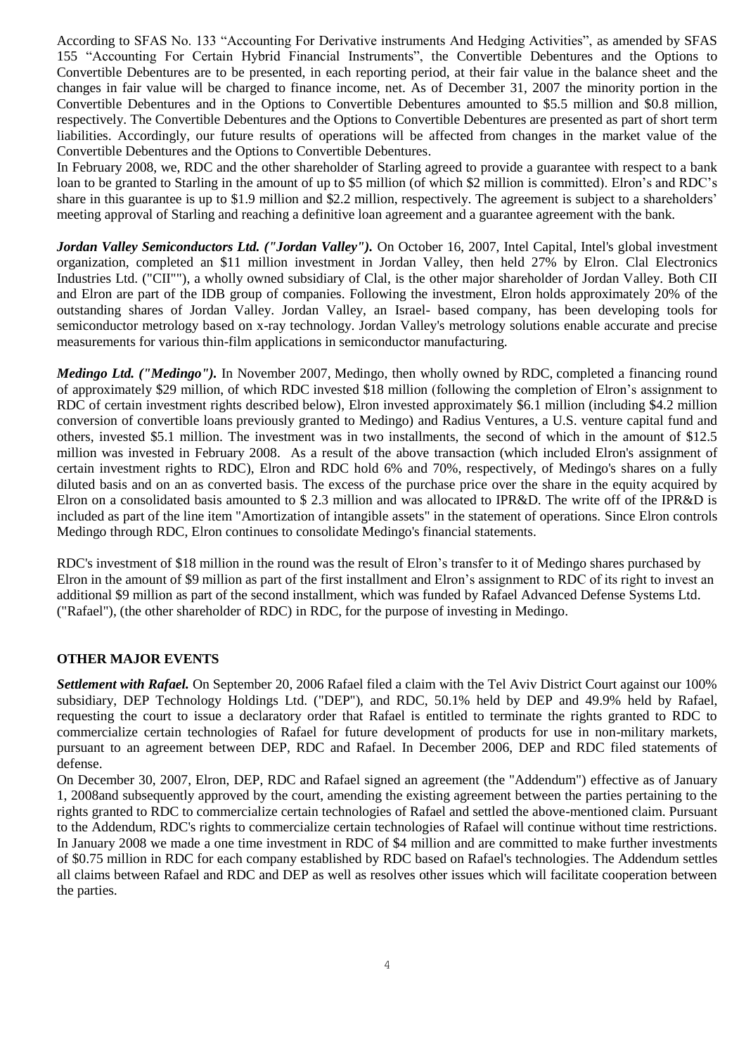According to SFAS No. 133 "Accounting For Derivative instruments And Hedging Activities", as amended by SFAS 155 "Accounting For Certain Hybrid Financial Instruments", the Convertible Debentures and the Options to Convertible Debentures are to be presented, in each reporting period, at their fair value in the balance sheet and the changes in fair value will be charged to finance income, net. As of December 31, 2007 the minority portion in the Convertible Debentures and in the Options to Convertible Debentures amounted to \$5.5 million and \$0.8 million, respectively. The Convertible Debentures and the Options to Convertible Debentures are presented as part of short term liabilities. Accordingly, our future results of operations will be affected from changes in the market value of the Convertible Debentures and the Options to Convertible Debentures.

In February 2008, we, RDC and the other shareholder of Starling agreed to provide a guarantee with respect to a bank loan to be granted to Starling in the amount of up to \$5 million (of which \$2 million is committed). Elron's and RDC's share in this guarantee is up to \$1.9 million and \$2.2 million, respectively. The agreement is subject to a shareholders' meeting approval of Starling and reaching a definitive loan agreement and a guarantee agreement with the bank.

***Jordan Valley Semiconductors Ltd. ("Jordan Valley").*** On October 16, 2007, Intel Capital, Intel's global investment organization, completed an \$11 million investment in Jordan Valley, then held 27% by Elron. Clal Electronics Industries Ltd. ("CII""), a wholly owned subsidiary of Clal, is the other major shareholder of Jordan Valley. Both CII and Elron are part of the IDB group of companies. Following the investment, Elron holds approximately 20% of the outstanding shares of Jordan Valley. Jordan Valley, an Israel- based company, has been developing tools for semiconductor metrology based on x-ray technology. Jordan Valley's metrology solutions enable accurate and precise measurements for various thin-film applications in semiconductor manufacturing.

***Medingo Ltd. ("Medingo").*** In November 2007, Medingo, then wholly owned by RDC, completed a financing round of approximately \$29 million, of which RDC invested \$18 million (following the completion of Elron's assignment to RDC of certain investment rights described below), Elron invested approximately \$6.1 million (including \$4.2 million conversion of convertible loans previously granted to Medingo) and Radius Ventures, a U.S. venture capital fund and others, invested \$5.1 million. The investment was in two installments, the second of which in the amount of \$12.5 million was invested in February 2008. As a result of the above transaction (which included Elron's assignment of certain investment rights to RDC), Elron and RDC hold 6% and 70%, respectively, of Medingo's shares on a fully diluted basis and on an as converted basis. The excess of the purchase price over the share in the equity acquired by Elron on a consolidated basis amounted to \$ 2.3 million and was allocated to IPR&D. The write off of the IPR&D is included as part of the line item "Amortization of intangible assets" in the statement of operations. Since Elron controls Medingo through RDC, Elron continues to consolidate Medingo's financial statements.

RDC's investment of \$18 million in the round was the result of Elron's transfer to it of Medingo shares purchased by Elron in the amount of \$9 million as part of the first installment and Elron's assignment to RDC of its right to invest an additional \$9 million as part of the second installment, which was funded by Rafael Advanced Defense Systems Ltd. ("Rafael"), (the other shareholder of RDC) in RDC, for the purpose of investing in Medingo.

## OTHER MAJOR EVENTS

***Settlement with Rafael.*** On September 20, 2006 Rafael filed a claim with the Tel Aviv District Court against our 100% subsidiary, DEP Technology Holdings Ltd. ("DEP"), and RDC, 50.1% held by DEP and 49.9% held by Rafael, requesting the court to issue a declaratory order that Rafael is entitled to terminate the rights granted to RDC to commercialize certain technologies of Rafael for future development of products for use in non-military markets, pursuant to an agreement between DEP, RDC and Rafael. In December 2006, DEP and RDC filed statements of defense.

On December 30, 2007, Elron, DEP, RDC and Rafael signed an agreement (the "Addendum") effective as of January 1, 2008and subsequently approved by the court, amending the existing agreement between the parties pertaining to the rights granted to RDC to commercialize certain technologies of Rafael and settled the above-mentioned claim. Pursuant to the Addendum, RDC's rights to commercialize certain technologies of Rafael will continue without time restrictions. In January 2008 we made a one time investment in RDC of \$4 million and are committed to make further investments of \$0.75 million in RDC for each company established by RDC based on Rafael's technologies. The Addendum settles all claims between Rafael and RDC and DEP as well as resolves other issues which will facilitate cooperation between the parties.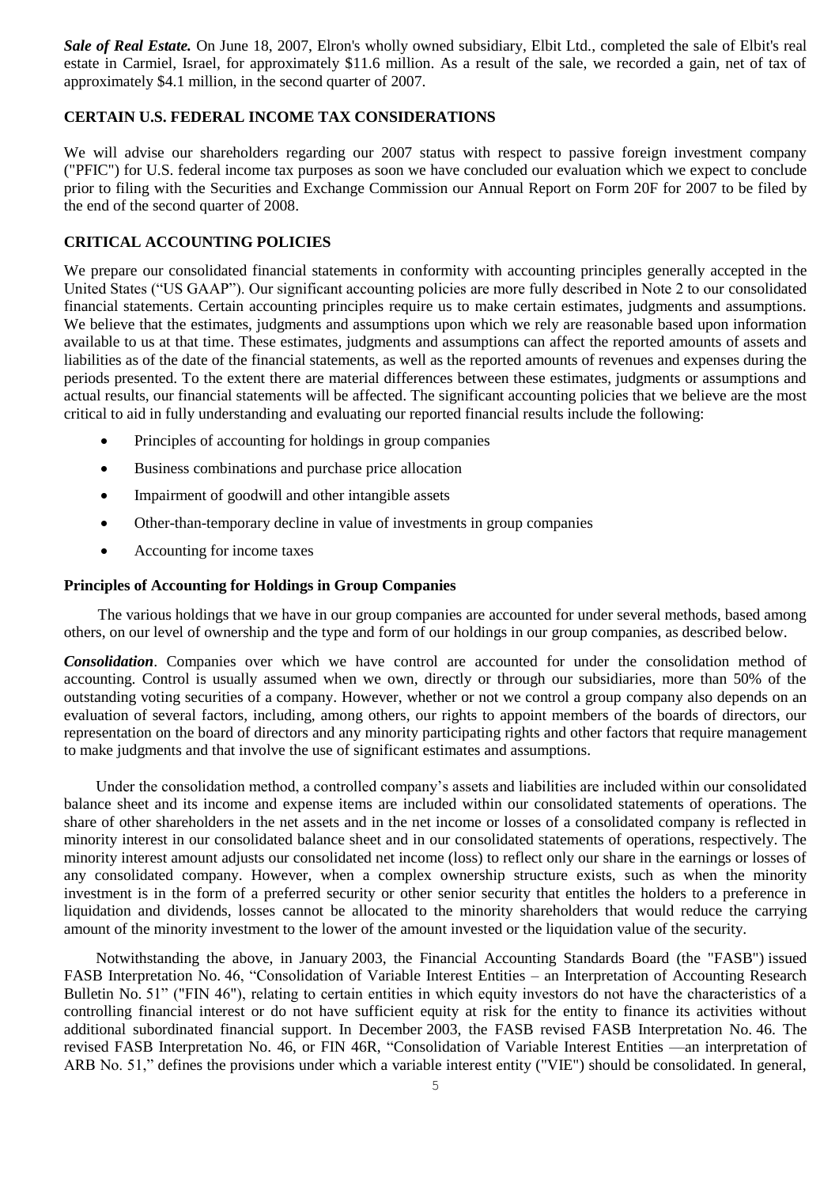***Sale of Real Estate.*** On June 18, 2007, Elron's wholly owned subsidiary, Elbit Ltd., completed the sale of Elbit's real estate in Carmiel, Israel, for approximately $11.6 million. As a result of the sale, we recorded a gain, net of tax of approximately $4.1 million, in the second quarter of 2007.

## CERTAIN U.S. FEDERAL INCOME TAX CONSIDERATIONS

We will advise our shareholders regarding our 2007 status with respect to passive foreign investment company ("PFIC") for U.S. federal income tax purposes as soon we have concluded our evaluation which we expect to conclude prior to filing with the Securities and Exchange Commission our Annual Report on Form 20F for 2007 to be filed by the end of the second quarter of 2008.

## CRITICAL ACCOUNTING POLICIES

We prepare our consolidated financial statements in conformity with accounting principles generally accepted in the United States ("US GAAP"). Our significant accounting policies are more fully described in Note 2 to our consolidated financial statements. Certain accounting principles require us to make certain estimates, judgments and assumptions. We believe that the estimates, judgments and assumptions upon which we rely are reasonable based upon information available to us at that time. These estimates, judgments and assumptions can affect the reported amounts of assets and liabilities as of the date of the financial statements, as well as the reported amounts of revenues and expenses during the periods presented. To the extent there are material differences between these estimates, judgments or assumptions and actual results, our financial statements will be affected. The significant accounting policies that we believe are the most critical to aid in fully understanding and evaluating our reported financial results include the following:

- Principles of accounting for holdings in group companies
- Business combinations and purchase price allocation
- Impairment of goodwill and other intangible assets
- Other-than-temporary decline in value of investments in group companies
- Accounting for income taxes

### Principles of Accounting for Holdings in Group Companies

The various holdings that we have in our group companies are accounted for under several methods, based among others, on our level of ownership and the type and form of our holdings in our group companies, as described below.

***Consolidation***. Companies over which we have control are accounted for under the consolidation method of accounting. Control is usually assumed when we own, directly or through our subsidiaries, more than 50% of the outstanding voting securities of a company. However, whether or not we control a group company also depends on an evaluation of several factors, including, among others, our rights to appoint members of the boards of directors, our representation on the board of directors and any minority participating rights and other factors that require management to make judgments and that involve the use of significant estimates and assumptions.

Under the consolidation method, a controlled company's assets and liabilities are included within our consolidated balance sheet and its income and expense items are included within our consolidated statements of operations. The share of other shareholders in the net assets and in the net income or losses of a consolidated company is reflected in minority interest in our consolidated balance sheet and in our consolidated statements of operations, respectively. The minority interest amount adjusts our consolidated net income (loss) to reflect only our share in the earnings or losses of any consolidated company. However, when a complex ownership structure exists, such as when the minority investment is in the form of a preferred security or other senior security that entitles the holders to a preference in liquidation and dividends, losses cannot be allocated to the minority shareholders that would reduce the carrying amount of the minority investment to the lower of the amount invested or the liquidation value of the security.

Notwithstanding the above, in January 2003, the Financial Accounting Standards Board (the "FASB") issued FASB Interpretation No. 46, "Consolidation of Variable Interest Entities – an Interpretation of Accounting Research Bulletin No. 51" ("FIN 46"), relating to certain entities in which equity investors do not have the characteristics of a controlling financial interest or do not have sufficient equity at risk for the entity to finance its activities without additional subordinated financial support. In December 2003, the FASB revised FASB Interpretation No. 46. The revised FASB Interpretation No. 46, or FIN 46R, "Consolidation of Variable Interest Entities —an interpretation of ARB No. 51," defines the provisions under which a variable interest entity ("VIE") should be consolidated. In general,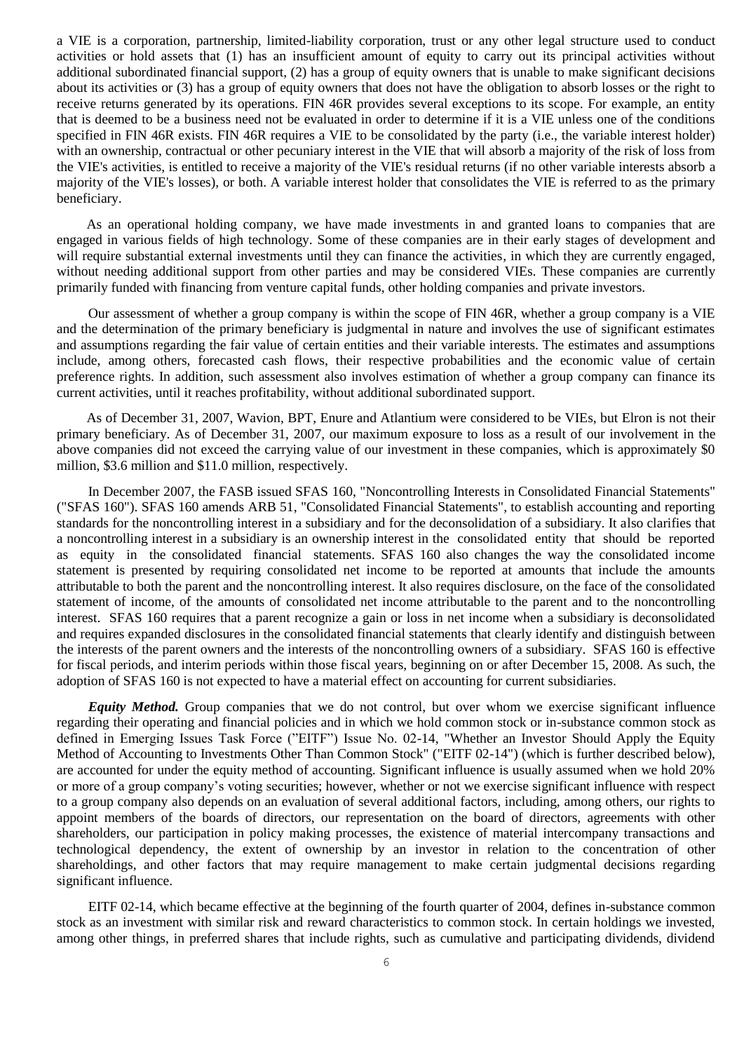a VIE is a corporation, partnership, limited-liability corporation, trust or any other legal structure used to conduct activities or hold assets that (1) has an insufficient amount of equity to carry out its principal activities without additional subordinated financial support, (2) has a group of equity owners that is unable to make significant decisions about its activities or (3) has a group of equity owners that does not have the obligation to absorb losses or the right to receive returns generated by its operations. FIN 46R provides several exceptions to its scope. For example, an entity that is deemed to be a business need not be evaluated in order to determine if it is a VIE unless one of the conditions specified in FIN 46R exists. FIN 46R requires a VIE to be consolidated by the party (i.e., the variable interest holder) with an ownership, contractual or other pecuniary interest in the VIE that will absorb a majority of the risk of loss from the VIE's activities, is entitled to receive a majority of the VIE's residual returns (if no other variable interests absorb a majority of the VIE's losses), or both. A variable interest holder that consolidates the VIE is referred to as the primary beneficiary.

As an operational holding company, we have made investments in and granted loans to companies that are engaged in various fields of high technology. Some of these companies are in their early stages of development and will require substantial external investments until they can finance the activities, in which they are currently engaged, without needing additional support from other parties and may be considered VIEs. These companies are currently primarily funded with financing from venture capital funds, other holding companies and private investors.

Our assessment of whether a group company is within the scope of FIN 46R, whether a group company is a VIE and the determination of the primary beneficiary is judgmental in nature and involves the use of significant estimates and assumptions regarding the fair value of certain entities and their variable interests. The estimates and assumptions include, among others, forecasted cash flows, their respective probabilities and the economic value of certain preference rights. In addition, such assessment also involves estimation of whether a group company can finance its current activities, until it reaches profitability, without additional subordinated support.

As of December 31, 2007, Wavion, BPT, Enure and Atlantium were considered to be VIEs, but Elron is not their primary beneficiary. As of December 31, 2007, our maximum exposure to loss as a result of our involvement in the above companies did not exceed the carrying value of our investment in these companies, which is approximately $0 million, $3.6 million and $11.0 million, respectively.

In December 2007, the FASB issued SFAS 160, "Noncontrolling Interests in Consolidated Financial Statements" ("SFAS 160"). SFAS 160 amends ARB 51, "Consolidated Financial Statements", to establish accounting and reporting standards for the noncontrolling interest in a subsidiary and for the deconsolidation of a subsidiary. It also clarifies that a noncontrolling interest in a subsidiary is an ownership interest in the consolidated entity that should be reported as equity in the consolidated financial statements. SFAS 160 also changes the way the consolidated income statement is presented by requiring consolidated net income to be reported at amounts that include the amounts attributable to both the parent and the noncontrolling interest. It also requires disclosure, on the face of the consolidated statement of income, of the amounts of consolidated net income attributable to the parent and to the noncontrolling interest. SFAS 160 requires that a parent recognize a gain or loss in net income when a subsidiary is deconsolidated and requires expanded disclosures in the consolidated financial statements that clearly identify and distinguish between the interests of the parent owners and the interests of the noncontrolling owners of a subsidiary. SFAS 160 is effective for fiscal periods, and interim periods within those fiscal years, beginning on or after December 15, 2008. As such, the adoption of SFAS 160 is not expected to have a material effect on accounting for current subsidiaries.

***Equity Method.*** Group companies that we do not control, but over whom we exercise significant influence regarding their operating and financial policies and in which we hold common stock or in-substance common stock as defined in Emerging Issues Task Force ("EITF") Issue No. 02-14, "Whether an Investor Should Apply the Equity Method of Accounting to Investments Other Than Common Stock" ("EITF 02-14") (which is further described below), are accounted for under the equity method of accounting. Significant influence is usually assumed when we hold 20% or more of a group company's voting securities; however, whether or not we exercise significant influence with respect to a group company also depends on an evaluation of several additional factors, including, among others, our rights to appoint members of the boards of directors, our representation on the board of directors, agreements with other shareholders, our participation in policy making processes, the existence of material intercompany transactions and technological dependency, the extent of ownership by an investor in relation to the concentration of other shareholdings, and other factors that may require management to make certain judgmental decisions regarding significant influence.

EITF 02-14, which became effective at the beginning of the fourth quarter of 2004, defines in-substance common stock as an investment with similar risk and reward characteristics to common stock. In certain holdings we invested, among other things, in preferred shares that include rights, such as cumulative and participating dividends, dividend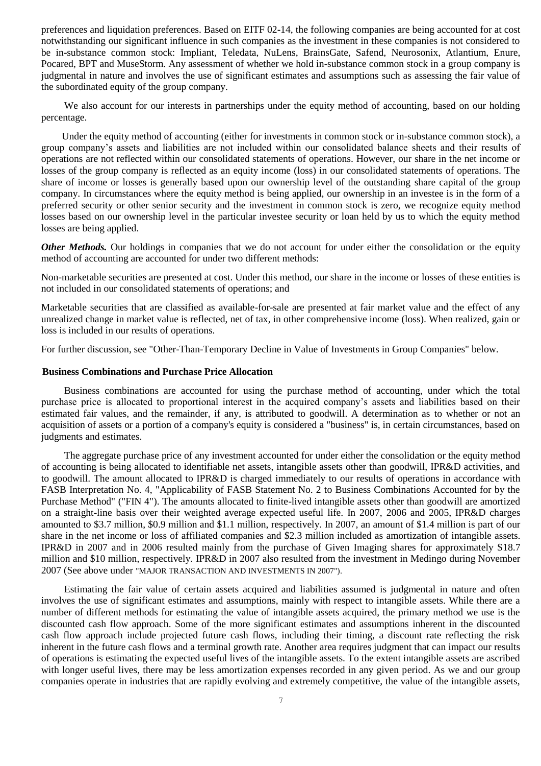preferences and liquidation preferences. Based on EITF 02-14, the following companies are being accounted for at cost notwithstanding our significant influence in such companies as the investment in these companies is not considered to be in-substance common stock: Impliant, Teledata, NuLens, BrainsGate, Safend, Neurosonix, Atlantium, Enure, Pocared, BPT and MuseStorm. Any assessment of whether we hold in-substance common stock in a group company is judgmental in nature and involves the use of significant estimates and assumptions such as assessing the fair value of the subordinated equity of the group company.

We also account for our interests in partnerships under the equity method of accounting, based on our holding percentage.

Under the equity method of accounting (either for investments in common stock or in-substance common stock), a group company's assets and liabilities are not included within our consolidated balance sheets and their results of operations are not reflected within our consolidated statements of operations. However, our share in the net income or losses of the group company is reflected as an equity income (loss) in our consolidated statements of operations. The share of income or losses is generally based upon our ownership level of the outstanding share capital of the group company. In circumstances where the equity method is being applied, our ownership in an investee is in the form of a preferred security or other senior security and the investment in common stock is zero, we recognize equity method losses based on our ownership level in the particular investee security or loan held by us to which the equity method losses are being applied.

***Other Methods.*** Our holdings in companies that we do not account for under either the consolidation or the equity method of accounting are accounted for under two different methods:

Non-marketable securities are presented at cost. Under this method, our share in the income or losses of these entities is not included in our consolidated statements of operations; and

Marketable securities that are classified as available-for-sale are presented at fair market value and the effect of any unrealized change in market value is reflected, net of tax, in other comprehensive income (loss). When realized, gain or loss is included in our results of operations.

For further discussion, see "Other-Than-Temporary Decline in Value of Investments in Group Companies" below.

**Business Combinations and Purchase Price Allocation**

Business combinations are accounted for using the purchase method of accounting, under which the total purchase price is allocated to proportional interest in the acquired company's assets and liabilities based on their estimated fair values, and the remainder, if any, is attributed to goodwill. A determination as to whether or not an acquisition of assets or a portion of a company's equity is considered a "business" is, in certain circumstances, based on judgments and estimates.

The aggregate purchase price of any investment accounted for under either the consolidation or the equity method of accounting is being allocated to identifiable net assets, intangible assets other than goodwill, IPR&D activities, and to goodwill. The amount allocated to IPR&D is charged immediately to our results of operations in accordance with FASB Interpretation No. 4, "Applicability of FASB Statement No. 2 to Business Combinations Accounted for by the Purchase Method" ("FIN 4"). The amounts allocated to finite-lived intangible assets other than goodwill are amortized on a straight-line basis over their weighted average expected useful life. In 2007, 2006 and 2005, IPR&D charges amounted to $3.7 million, $0.9 million and $1.1 million, respectively. In 2007, an amount of $1.4 million is part of our share in the net income or loss of affiliated companies and $2.3 million included as amortization of intangible assets. IPR&D in 2007 and in 2006 resulted mainly from the purchase of Given Imaging shares for approximately $18.7 million and $10 million, respectively. IPR&D in 2007 also resulted from the investment in Medingo during November 2007 (See above under "MAJOR TRANSACTION AND INVESTMENTS IN 2007").

Estimating the fair value of certain assets acquired and liabilities assumed is judgmental in nature and often involves the use of significant estimates and assumptions, mainly with respect to intangible assets. While there are a number of different methods for estimating the value of intangible assets acquired, the primary method we use is the discounted cash flow approach. Some of the more significant estimates and assumptions inherent in the discounted cash flow approach include projected future cash flows, including their timing, a discount rate reflecting the risk inherent in the future cash flows and a terminal growth rate. Another area requires judgment that can impact our results of operations is estimating the expected useful lives of the intangible assets. To the extent intangible assets are ascribed with longer useful lives, there may be less amortization expenses recorded in any given period. As we and our group companies operate in industries that are rapidly evolving and extremely competitive, the value of the intangible assets,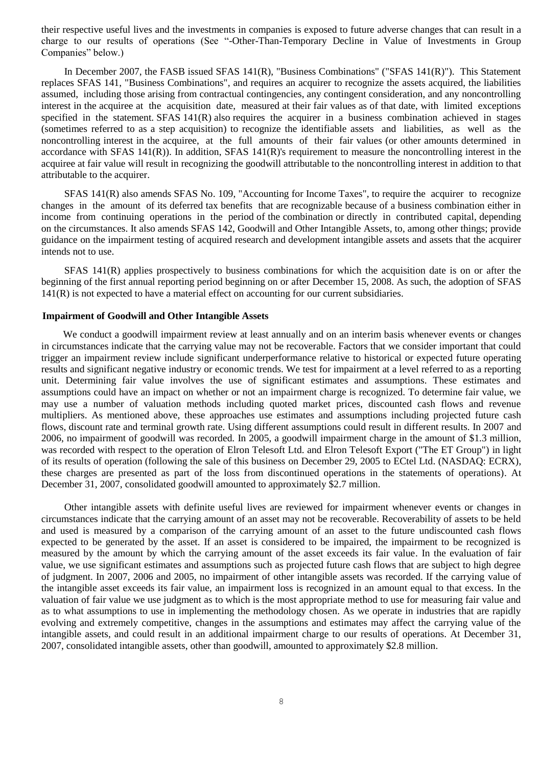their respective useful lives and the investments in companies is exposed to future adverse changes that can result in a charge to our results of operations (See "-Other-Than-Temporary Decline in Value of Investments in Group Companies" below.)

In December 2007, the FASB issued SFAS 141(R), "Business Combinations" ("SFAS 141(R)"). This Statement replaces SFAS 141, "Business Combinations", and requires an acquirer to recognize the assets acquired, the liabilities assumed, including those arising from contractual contingencies, any contingent consideration, and any noncontrolling interest in the acquiree at the acquisition date, measured at their fair values as of that date, with limited exceptions specified in the statement. SFAS 141(R) also requires the acquirer in a business combination achieved in stages (sometimes referred to as a step acquisition) to recognize the identifiable assets and liabilities, as well as the noncontrolling interest in the acquiree, at the full amounts of their fair values (or other amounts determined in accordance with SFAS 141(R)). In addition, SFAS 141(R)'s requirement to measure the noncontrolling interest in the acquiree at fair value will result in recognizing the goodwill attributable to the noncontrolling interest in addition to that attributable to the acquirer.

SFAS 141(R) also amends SFAS No. 109, "Accounting for Income Taxes", to require the acquirer to recognize changes in the amount of its deferred tax benefits that are recognizable because of a business combination either in income from continuing operations in the period of the combination or directly in contributed capital, depending on the circumstances. It also amends SFAS 142, Goodwill and Other Intangible Assets, to, among other things; provide guidance on the impairment testing of acquired research and development intangible assets and assets that the acquirer intends not to use.

SFAS 141(R) applies prospectively to business combinations for which the acquisition date is on or after the beginning of the first annual reporting period beginning on or after December 15, 2008. As such, the adoption of SFAS 141(R) is not expected to have a material effect on accounting for our current subsidiaries.

**Impairment of Goodwill and Other Intangible Assets**

We conduct a goodwill impairment review at least annually and on an interim basis whenever events or changes in circumstances indicate that the carrying value may not be recoverable. Factors that we consider important that could trigger an impairment review include significant underperformance relative to historical or expected future operating results and significant negative industry or economic trends. We test for impairment at a level referred to as a reporting unit. Determining fair value involves the use of significant estimates and assumptions. These estimates and assumptions could have an impact on whether or not an impairment charge is recognized. To determine fair value, we may use a number of valuation methods including quoted market prices, discounted cash flows and revenue multipliers. As mentioned above, these approaches use estimates and assumptions including projected future cash flows, discount rate and terminal growth rate. Using different assumptions could result in different results. In 2007 and 2006, no impairment of goodwill was recorded. In 2005, a goodwill impairment charge in the amount of $1.3 million, was recorded with respect to the operation of Elron Telesoft Ltd. and Elron Telesoft Export ("The ET Group") in light of its results of operation (following the sale of this business on December 29, 2005 to ECtel Ltd. (NASDAQ: ECRX), these charges are presented as part of the loss from discontinued operations in the statements of operations). At December 31, 2007, consolidated goodwill amounted to approximately $2.7 million.

Other intangible assets with definite useful lives are reviewed for impairment whenever events or changes in circumstances indicate that the carrying amount of an asset may not be recoverable. Recoverability of assets to be held and used is measured by a comparison of the carrying amount of an asset to the future undiscounted cash flows expected to be generated by the asset. If an asset is considered to be impaired, the impairment to be recognized is measured by the amount by which the carrying amount of the asset exceeds its fair value. In the evaluation of fair value, we use significant estimates and assumptions such as projected future cash flows that are subject to high degree of judgment. In 2007, 2006 and 2005, no impairment of other intangible assets was recorded. If the carrying value of the intangible asset exceeds its fair value, an impairment loss is recognized in an amount equal to that excess. In the valuation of fair value we use judgment as to which is the most appropriate method to use for measuring fair value and as to what assumptions to use in implementing the methodology chosen. As we operate in industries that are rapidly evolving and extremely competitive, changes in the assumptions and estimates may affect the carrying value of the intangible assets, and could result in an additional impairment charge to our results of operations. At December 31, 2007, consolidated intangible assets, other than goodwill, amounted to approximately $2.8 million.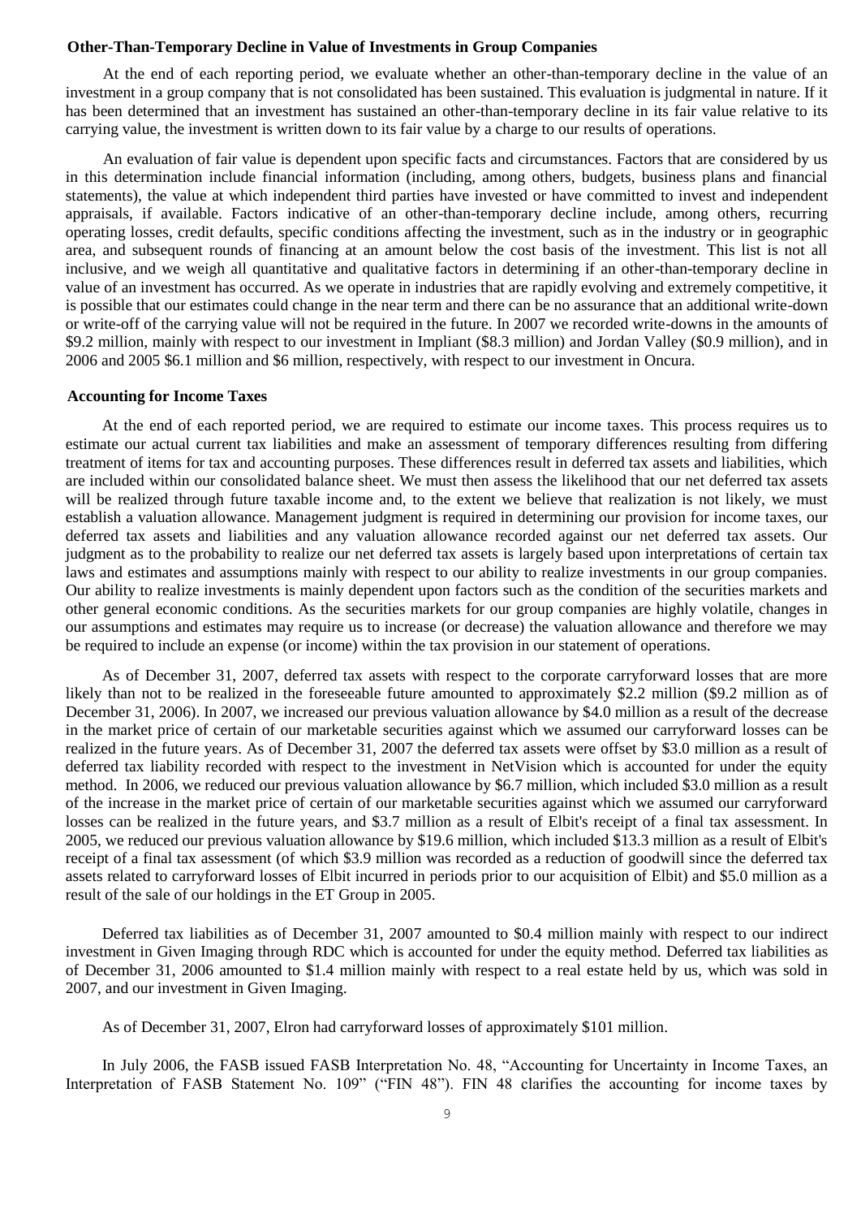### Other-Than-Temporary Decline in Value of Investments in Group Companies

At the end of each reporting period, we evaluate whether an other-than-temporary decline in the value of an investment in a group company that is not consolidated has been sustained. This evaluation is judgmental in nature. If it has been determined that an investment has sustained an other-than-temporary decline in its fair value relative to its carrying value, the investment is written down to its fair value by a charge to our results of operations.

An evaluation of fair value is dependent upon specific facts and circumstances. Factors that are considered by us in this determination include financial information (including, among others, budgets, business plans and financial statements), the value at which independent third parties have invested or have committed to invest and independent appraisals, if available. Factors indicative of an other-than-temporary decline include, among others, recurring operating losses, credit defaults, specific conditions affecting the investment, such as in the industry or in geographic area, and subsequent rounds of financing at an amount below the cost basis of the investment. This list is not all inclusive, and we weigh all quantitative and qualitative factors in determining if an other-than-temporary decline in value of an investment has occurred. As we operate in industries that are rapidly evolving and extremely competitive, it is possible that our estimates could change in the near term and there can be no assurance that an additional write-down or write-off of the carrying value will not be required in the future. In 2007 we recorded write-downs in the amounts of $9.2 million, mainly with respect to our investment in Impliant ($8.3 million) and Jordan Valley ($0.9 million), and in 2006 and 2005 $6.1 million and $6 million, respectively, with respect to our investment in Oncura.

### Accounting for Income Taxes

At the end of each reported period, we are required to estimate our income taxes. This process requires us to estimate our actual current tax liabilities and make an assessment of temporary differences resulting from differing treatment of items for tax and accounting purposes. These differences result in deferred tax assets and liabilities, which are included within our consolidated balance sheet. We must then assess the likelihood that our net deferred tax assets will be realized through future taxable income and, to the extent we believe that realization is not likely, we must establish a valuation allowance. Management judgment is required in determining our provision for income taxes, our deferred tax assets and liabilities and any valuation allowance recorded against our net deferred tax assets. Our judgment as to the probability to realize our net deferred tax assets is largely based upon interpretations of certain tax laws and estimates and assumptions mainly with respect to our ability to realize investments in our group companies. Our ability to realize investments is mainly dependent upon factors such as the condition of the securities markets and other general economic conditions. As the securities markets for our group companies are highly volatile, changes in our assumptions and estimates may require us to increase (or decrease) the valuation allowance and therefore we may be required to include an expense (or income) within the tax provision in our statement of operations.

As of December 31, 2007, deferred tax assets with respect to the corporate carryforward losses that are more likely than not to be realized in the foreseeable future amounted to approximately $2.2 million ($9.2 million as of December 31, 2006). In 2007, we increased our previous valuation allowance by $4.0 million as a result of the decrease in the market price of certain of our marketable securities against which we assumed our carryforward losses can be realized in the future years. As of December 31, 2007 the deferred tax assets were offset by $3.0 million as a result of deferred tax liability recorded with respect to the investment in NetVision which is accounted for under the equity method. In 2006, we reduced our previous valuation allowance by $6.7 million, which included $3.0 million as a result of the increase in the market price of certain of our marketable securities against which we assumed our carryforward losses can be realized in the future years, and $3.7 million as a result of Elbit's receipt of a final tax assessment. In 2005, we reduced our previous valuation allowance by $19.6 million, which included $13.3 million as a result of Elbit's receipt of a final tax assessment (of which $3.9 million was recorded as a reduction of goodwill since the deferred tax assets related to carryforward losses of Elbit incurred in periods prior to our acquisition of Elbit) and $5.0 million as a result of the sale of our holdings in the ET Group in 2005.

Deferred tax liabilities as of December 31, 2007 amounted to $0.4 million mainly with respect to our indirect investment in Given Imaging through RDC which is accounted for under the equity method. Deferred tax liabilities as of December 31, 2006 amounted to $1.4 million mainly with respect to a real estate held by us, which was sold in 2007, and our investment in Given Imaging.

As of December 31, 2007, Elron had carryforward losses of approximately $101 million.

In July 2006, the FASB issued FASB Interpretation No. 48, "Accounting for Uncertainty in Income Taxes, an Interpretation of FASB Statement No. 109" ("FIN 48"). FIN 48 clarifies the accounting for income taxes by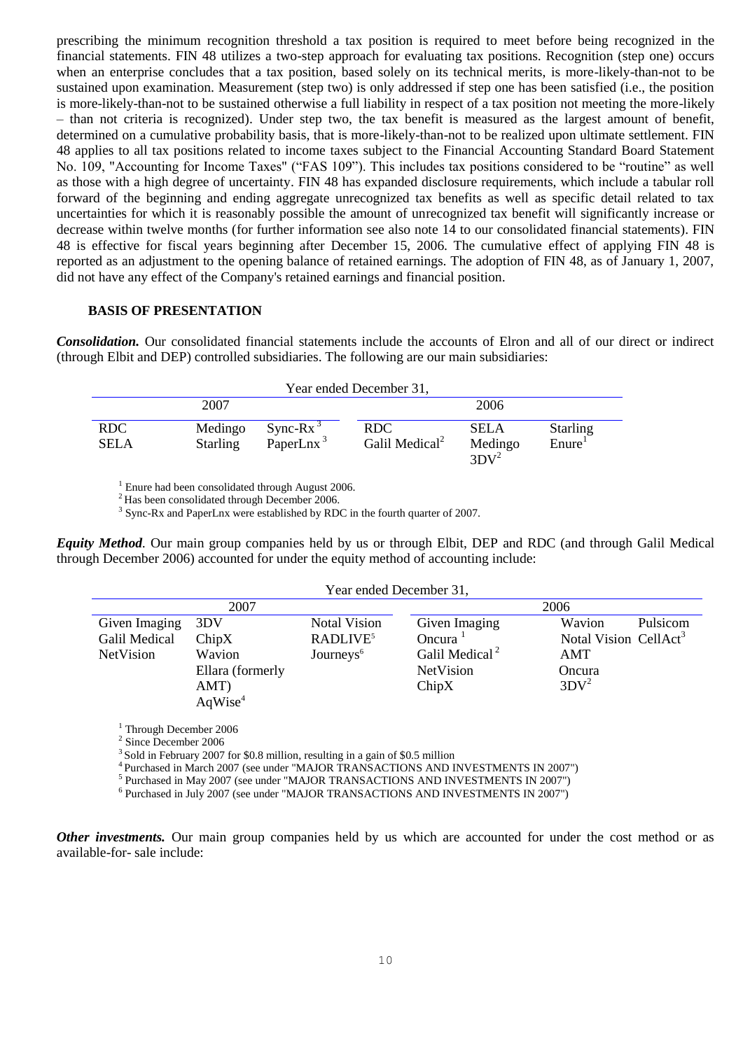prescribing the minimum recognition threshold a tax position is required to meet before being recognized in the financial statements. FIN 48 utilizes a two-step approach for evaluating tax positions. Recognition (step one) occurs when an enterprise concludes that a tax position, based solely on its technical merits, is more-likely-than-not to be sustained upon examination. Measurement (step two) is only addressed if step one has been satisfied (i.e., the position is more-likely-than-not to be sustained otherwise a full liability in respect of a tax position not meeting the more-likely – than not criteria is recognized). Under step two, the tax benefit is measured as the largest amount of benefit, determined on a cumulative probability basis, that is more-likely-than-not to be realized upon ultimate settlement. FIN 48 applies to all tax positions related to income taxes subject to the Financial Accounting Standard Board Statement No. 109, "Accounting for Income Taxes" ("FAS 109"). This includes tax positions considered to be "routine" as well as those with a high degree of uncertainty. FIN 48 has expanded disclosure requirements, which include a tabular roll forward of the beginning and ending aggregate unrecognized tax benefits as well as specific detail related to tax uncertainties for which it is reasonably possible the amount of unrecognized tax benefit will significantly increase or decrease within twelve months (for further information see also note 14 to our consolidated financial statements). FIN 48 is effective for fiscal years beginning after December 15, 2006. The cumulative effect of applying FIN 48 is reported as an adjustment to the opening balance of retained earnings. The adoption of FIN 48, as of January 1, 2007, did not have any effect of the Company's retained earnings and financial position.

## BASIS OF PRESENTATION

***Consolidation.*** Our consolidated financial statements include the accounts of Elron and all of our direct or indirect (through Elbit and DEP) controlled subsidiaries. The following are our main subsidiaries:

| Year ended December 31, | | | | | |
|---|---|---|---|---|---|
| 2007 | | | 2006 | | |
| RDC | Medingo | Sync-Rx [3] | RDC | SELA | Starling |
| SELA | Starling | PaperLnx [3] | Galil Medical [2] | Medingo | Enure [1] |
| | | | | 3DV [2] | |

[1] Enure had been consolidated through August 2006.
[2] Has been consolidated through December 2006.
[3] Sync-Rx and PaperLnx were established by RDC in the fourth quarter of 2007.

***Equity Method*.** Our main group companies held by us or through Elbit, DEP and RDC (and through Galil Medical through December 2006) accounted for under the equity method of accounting include:

| Year ended December 31, | | | | | |
|---|---|---|---|---|---|
| 2007 | | | 2006 | | |
| Given Imaging | 3DV | Notal Vision | Given Imaging | Wavion | Pulsicom |
| Galil Medical | ChipX | RADLIVE[5] | Oncura [1] | Notal Vision | CellAct[3] |
| NetVision | Wavion | Journeys[6] | Galil Medical [2] | AMT | |
| | Ellara (formerly AMT) | | NetVision | Oncura | |
| | AqWise[4] | | ChipX | 3DV[2] | |

[1] Through December 2006
[2] Since December 2006
[3] Sold in February 2007 for \$0.8 million, resulting in a gain of \$0.5 million
[4] Purchased in March 2007 (see under "MAJOR TRANSACTIONS AND INVESTMENTS IN 2007")
[5] Purchased in May 2007 (see under "MAJOR TRANSACTIONS AND INVESTMENTS IN 2007")
[6] Purchased in July 2007 (see under "MAJOR TRANSACTIONS AND INVESTMENTS IN 2007")

***Other investments.*** Our main group companies held by us which are accounted for under the cost method or as available-for- sale include: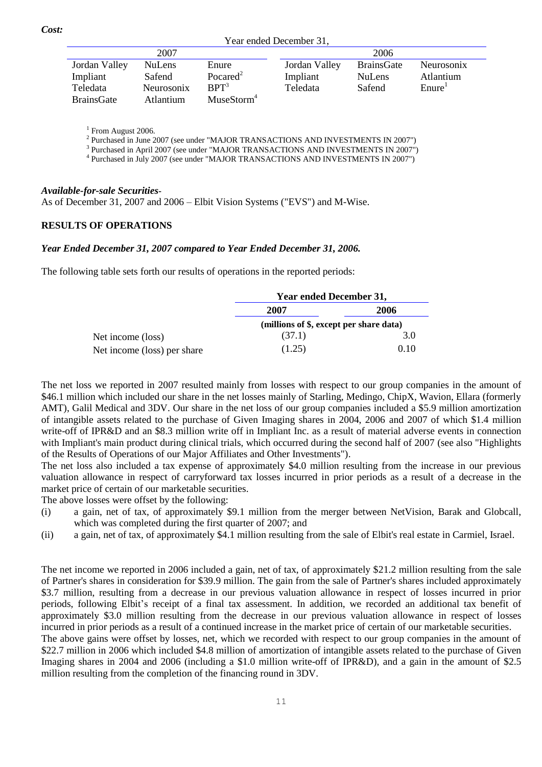*Cost:*

| Year ended December 31, | | | | | |
|---|---|---|---|---|---|
| 2007 | | | 2006 | | |
| Jordan Valley | NuLens | Enure | Jordan Valley | BrainsGate | Neurosonix |
| Impliant | Safend | Pocared[2] | Impliant | NuLens | Atlantium |
| Teledata | Neurosonix | BPT[3] | Teledata | Safend | Enure[1] |
| BrainsGate | Atlantium | MuseStorm[4] | | | |

[1] From August 2006.

[2] Purchased in June 2007 (see under "MAJOR TRANSACTIONS AND INVESTMENTS IN 2007")

[3] Purchased in April 2007 (see under "MAJOR TRANSACTIONS AND INVESTMENTS IN 2007")

[4] Purchased in July 2007 (see under "MAJOR TRANSACTIONS AND INVESTMENTS IN 2007")

***Available-for-sale Securities-***

As of December 31, 2007 and 2006 – Elbit Vision Systems ("EVS") and M-Wise.

## RESULTS OF OPERATIONS

***Year Ended December 31, 2007 compared to Year Ended December 31, 2006.***

The following table sets forth our results of operations in the reported periods:

| | Year ended December 31, | |
|---|---|---|
| | 2007 | 2006 |
| | (millions of $, except per share data) | |
| Net income (loss) | (37.1) | 3.0 |
| Net income (loss) per share | (1.25) | 0.10 |

The net loss we reported in 2007 resulted mainly from losses with respect to our group companies in the amount of $46.1 million which included our share in the net losses mainly of Starling, Medingo, ChipX, Wavion, Ellara (formerly AMT), Galil Medical and 3DV. Our share in the net loss of our group companies included a $5.9 million amortization of intangible assets related to the purchase of Given Imaging shares in 2004, 2006 and 2007 of which $1.4 million write-off of IPR&D and an $8.3 million write off in Impliant Inc. as a result of material adverse events in connection with Impliant's main product during clinical trials, which occurred during the second half of 2007 (see also "Highlights of the Results of Operations of our Major Affiliates and Other Investments").

The net loss also included a tax expense of approximately $4.0 million resulting from the increase in our previous valuation allowance in respect of carryforward tax losses incurred in prior periods as a result of a decrease in the market price of certain of our marketable securities.

The above losses were offset by the following:

(i) a gain, net of tax, of approximately $9.1 million from the merger between NetVision, Barak and Globcall, which was completed during the first quarter of 2007; and

(ii) a gain, net of tax, of approximately $4.1 million resulting from the sale of Elbit's real estate in Carmiel, Israel.

The net income we reported in 2006 included a gain, net of tax, of approximately $21.2 million resulting from the sale of Partner's shares in consideration for $39.9 million. The gain from the sale of Partner's shares included approximately $3.7 million, resulting from a decrease in our previous valuation allowance in respect of losses incurred in prior periods, following Elbit's receipt of a final tax assessment. In addition, we recorded an additional tax benefit of approximately $3.0 million resulting from the decrease in our previous valuation allowance in respect of losses incurred in prior periods as a result of a continued increase in the market price of certain of our marketable securities.

The above gains were offset by losses, net, which we recorded with respect to our group companies in the amount of $22.7 million in 2006 which included $4.8 million of amortization of intangible assets related to the purchase of Given Imaging shares in 2004 and 2006 (including a $1.0 million write-off of IPR&D), and a gain in the amount of $2.5 million resulting from the completion of the financing round in 3DV.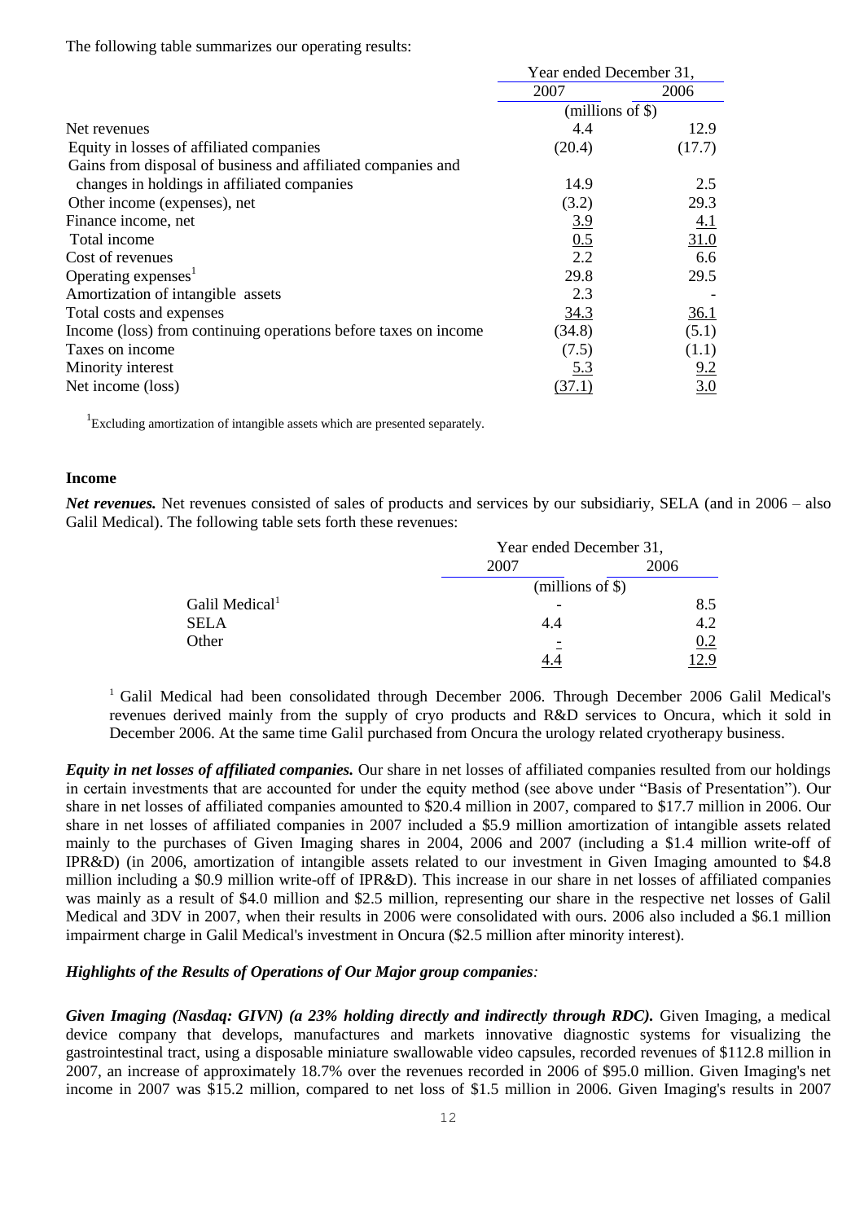The following table summarizes our operating results:

| | Year ended December 31, | |
|---|---|---|
| | 2007 | 2006 |
| | (millions of $) | |
| Net revenues | 4.4 | 12.9 |
| Equity in losses of affiliated companies | (20.4) | (17.7) |
| Gains from disposal of business and affiliated companies and changes in holdings in affiliated companies | 14.9 | 2.5 |
| Other income (expenses), net | (3.2) | 29.3 |
| Finance income, net | 3.9 | 4.1 |
| Total income | 0.5 | 31.0 |
| Cost of revenues | 2.2 | 6.6 |
| Operating expenses[1] | 29.8 | 29.5 |
| Amortization of intangible assets | 2.3 | - |
| Total costs and expenses | 34.3 | 36.1 |
| Income (loss) from continuing operations before taxes on income | (34.8) | (5.1) |
| Taxes on income | (7.5) | (1.1) |
| Minority interest | 5.3 | 9.2 |
| Net income (loss) | (37.1) | 3.0 |

[1]Excluding amortization of intangible assets which are presented separately.

### Income

***Net revenues.*** Net revenues consisted of sales of products and services by our subsidiariy, SELA (and in 2006 – also Galil Medical). The following table sets forth these revenues:

| | Year ended December 31, | |
|---|---|---|
| | 2007 | 2006 |
| | (millions of $) | |
| Galil Medical[1] | - | 8.5 |
| SELA | 4.4 | 4.2 |
| Other | - | 0.2 |
| | 4.4 | 12.9 |

[1] Galil Medical had been consolidated through December 2006. Through December 2006 Galil Medical's revenues derived mainly from the supply of cryo products and R&D services to Oncura, which it sold in December 2006. At the same time Galil purchased from Oncura the urology related cryotherapy business.

***Equity in net losses of affiliated companies.*** Our share in net losses of affiliated companies resulted from our holdings in certain investments that are accounted for under the equity method (see above under "Basis of Presentation"). Our share in net losses of affiliated companies amounted to $20.4 million in 2007, compared to $17.7 million in 2006. Our share in net losses of affiliated companies in 2007 included a $5.9 million amortization of intangible assets related mainly to the purchases of Given Imaging shares in 2004, 2006 and 2007 (including a $1.4 million write-off of IPR&D) (in 2006, amortization of intangible assets related to our investment in Given Imaging amounted to $4.8 million including a $0.9 million write-off of IPR&D). This increase in our share in net losses of affiliated companies was mainly as a result of $4.0 million and $2.5 million, representing our share in the respective net losses of Galil Medical and 3DV in 2007, when their results in 2006 were consolidated with ours. 2006 also included a $6.1 million impairment charge in Galil Medical's investment in Oncura ($2.5 million after minority interest).

***Highlights of the Results of Operations of Our Major group companies:***

***Given Imaging (Nasdaq: GIVN) (a 23% holding directly and indirectly through RDC).*** Given Imaging, a medical device company that develops, manufactures and markets innovative diagnostic systems for visualizing the gastrointestinal tract, using a disposable miniature swallowable video capsules, recorded revenues of $112.8 million in 2007, an increase of approximately 18.7% over the revenues recorded in 2006 of $95.0 million. Given Imaging's net income in 2007 was $15.2 million, compared to net loss of $1.5 million in 2006. Given Imaging's results in 2007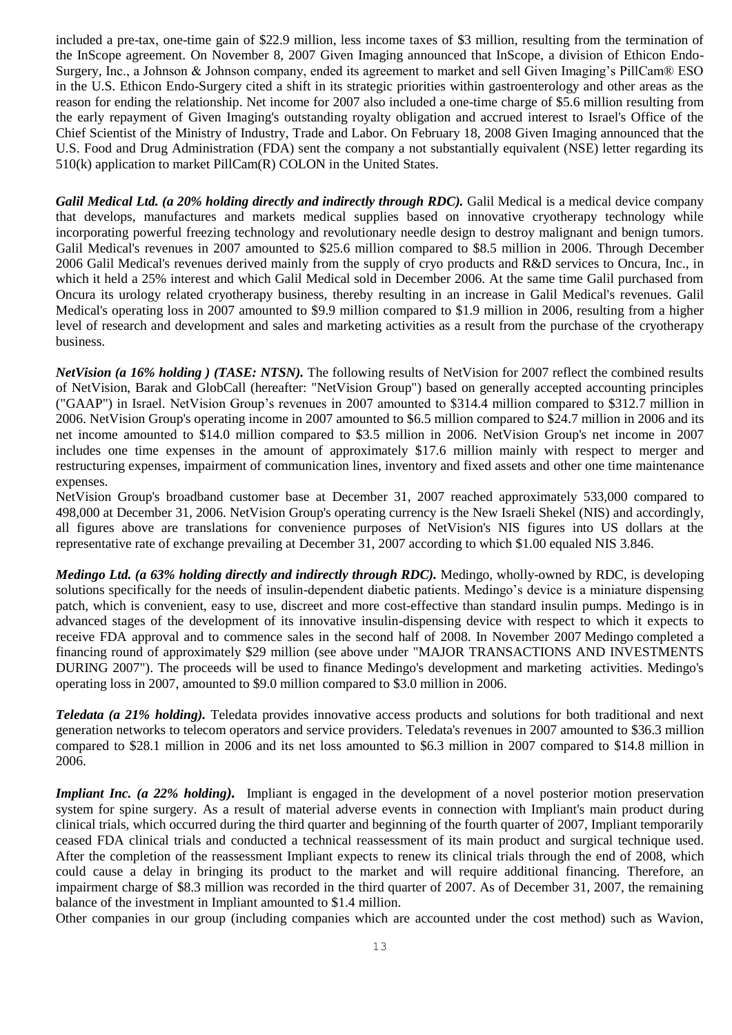included a pre-tax, one-time gain of $22.9 million, less income taxes of $3 million, resulting from the termination of the InScope agreement. On November 8, 2007 Given Imaging announced that InScope, a division of Ethicon Endo-Surgery, Inc., a Johnson & Johnson company, ended its agreement to market and sell Given Imaging's PillCam® ESO in the U.S. Ethicon Endo-Surgery cited a shift in its strategic priorities within gastroenterology and other areas as the reason for ending the relationship. Net income for 2007 also included a one-time charge of $5.6 million resulting from the early repayment of Given Imaging's outstanding royalty obligation and accrued interest to Israel's Office of the Chief Scientist of the Ministry of Industry, Trade and Labor. On February 18, 2008 Given Imaging announced that the U.S. Food and Drug Administration (FDA) sent the company a not substantially equivalent (NSE) letter regarding its 510(k) application to market PillCam(R) COLON in the United States.

***Galil Medical Ltd. (a 20% holding directly and indirectly through RDC).*** Galil Medical is a medical device company that develops, manufactures and markets medical supplies based on innovative cryotherapy technology while incorporating powerful freezing technology and revolutionary needle design to destroy malignant and benign tumors. Galil Medical's revenues in 2007 amounted to $25.6 million compared to $8.5 million in 2006. Through December 2006 Galil Medical's revenues derived mainly from the supply of cryo products and R&D services to Oncura, Inc., in which it held a 25% interest and which Galil Medical sold in December 2006. At the same time Galil purchased from Oncura its urology related cryotherapy business, thereby resulting in an increase in Galil Medical's revenues. Galil Medical's operating loss in 2007 amounted to $9.9 million compared to $1.9 million in 2006, resulting from a higher level of research and development and sales and marketing activities as a result from the purchase of the cryotherapy business.

***NetVision (a 16% holding ) (TASE: NTSN).*** The following results of NetVision for 2007 reflect the combined results of NetVision, Barak and GlobCall (hereafter: "NetVision Group") based on generally accepted accounting principles ("GAAP") in Israel. NetVision Group's revenues in 2007 amounted to $314.4 million compared to $312.7 million in 2006. NetVision Group's operating income in 2007 amounted to $6.5 million compared to $24.7 million in 2006 and its net income amounted to $14.0 million compared to $3.5 million in 2006. NetVision Group's net income in 2007 includes one time expenses in the amount of approximately $17.6 million mainly with respect to merger and restructuring expenses, impairment of communication lines, inventory and fixed assets and other one time maintenance expenses.

NetVision Group's broadband customer base at December 31, 2007 reached approximately 533,000 compared to 498,000 at December 31, 2006. NetVision Group's operating currency is the New Israeli Shekel (NIS) and accordingly, all figures above are translations for convenience purposes of NetVision's NIS figures into US dollars at the representative rate of exchange prevailing at December 31, 2007 according to which $1.00 equaled NIS 3.846.

***Medingo Ltd. (a 63% holding directly and indirectly through RDC).*** Medingo, wholly-owned by RDC, is developing solutions specifically for the needs of insulin-dependent diabetic patients. Medingo's device is a miniature dispensing patch, which is convenient, easy to use, discreet and more cost-effective than standard insulin pumps. Medingo is in advanced stages of the development of its innovative insulin-dispensing device with respect to which it expects to receive FDA approval and to commence sales in the second half of 2008. In November 2007 Medingo completed a financing round of approximately $29 million (see above under "MAJOR TRANSACTIONS AND INVESTMENTS DURING 2007"). The proceeds will be used to finance Medingo's development and marketing activities. Medingo's operating loss in 2007, amounted to $9.0 million compared to $3.0 million in 2006.

***Teledata (a 21% holding).*** Teledata provides innovative access products and solutions for both traditional and next generation networks to telecom operators and service providers. Teledata's revenues in 2007 amounted to $36.3 million compared to $28.1 million in 2006 and its net loss amounted to $6.3 million in 2007 compared to $14.8 million in 2006.

***Impliant Inc. (a 22% holding).*** Impliant is engaged in the development of a novel posterior motion preservation system for spine surgery. As a result of material adverse events in connection with Impliant's main product during clinical trials, which occurred during the third quarter and beginning of the fourth quarter of 2007, Impliant temporarily ceased FDA clinical trials and conducted a technical reassessment of its main product and surgical technique used. After the completion of the reassessment Impliant expects to renew its clinical trials through the end of 2008, which could cause a delay in bringing its product to the market and will require additional financing. Therefore, an impairment charge of $8.3 million was recorded in the third quarter of 2007. As of December 31, 2007, the remaining balance of the investment in Impliant amounted to $1.4 million.

Other companies in our group (including companies which are accounted under the cost method) such as Wavion,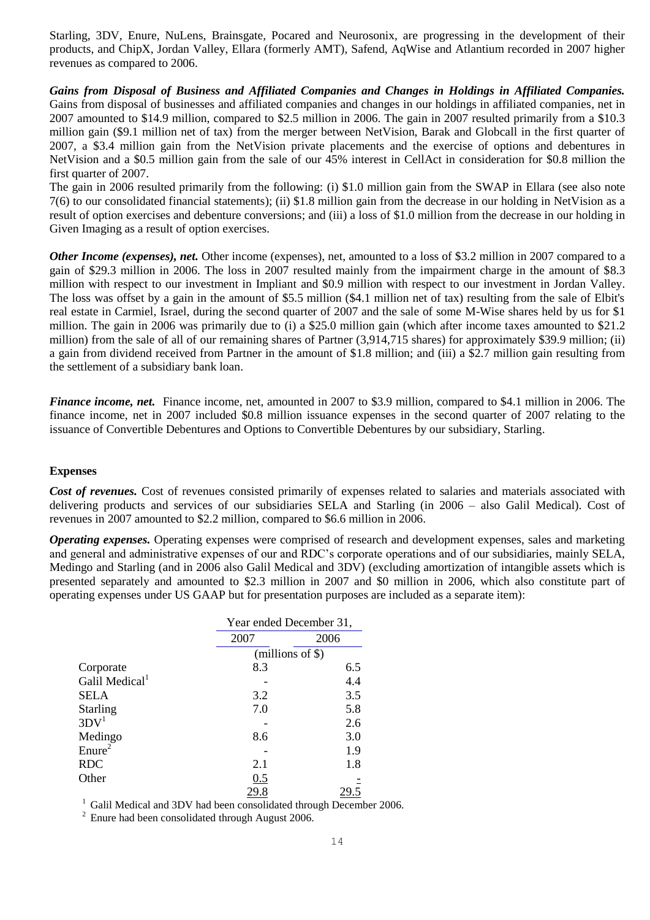Starling, 3DV, Enure, NuLens, Brainsgate, Pocared and Neurosonix, are progressing in the development of their products, and ChipX, Jordan Valley, Ellara (formerly AMT), Safend, AqWise and Atlantium recorded in 2007 higher revenues as compared to 2006.

***Gains from Disposal of Business and Affiliated Companies and Changes in Holdings in Affiliated Companies.*** Gains from disposal of businesses and affiliated companies and changes in our holdings in affiliated companies, net in 2007 amounted to \$14.9 million, compared to \$2.5 million in 2006. The gain in 2007 resulted primarily from a \$10.3 million gain (\$9.1 million net of tax) from the merger between NetVision, Barak and Globcall in the first quarter of 2007, a \$3.4 million gain from the NetVision private placements and the exercise of options and debentures in NetVision and a \$0.5 million gain from the sale of our 45% interest in CellAct in consideration for \$0.8 million the first quarter of 2007.

The gain in 2006 resulted primarily from the following: (i) \$1.0 million gain from the SWAP in Ellara (see also note 7(6) to our consolidated financial statements); (ii) \$1.8 million gain from the decrease in our holding in NetVision as a result of option exercises and debenture conversions; and (iii) a loss of \$1.0 million from the decrease in our holding in Given Imaging as a result of option exercises.

***Other Income (expenses), net.*** Other income (expenses), net, amounted to a loss of \$3.2 million in 2007 compared to a gain of \$29.3 million in 2006. The loss in 2007 resulted mainly from the impairment charge in the amount of \$8.3 million with respect to our investment in Impliant and \$0.9 million with respect to our investment in Jordan Valley. The loss was offset by a gain in the amount of \$5.5 million (\$4.1 million net of tax) resulting from the sale of Elbit's real estate in Carmiel, Israel, during the second quarter of 2007 and the sale of some M-Wise shares held by us for \$1 million. The gain in 2006 was primarily due to (i) a \$25.0 million gain (which after income taxes amounted to \$21.2 million) from the sale of all of our remaining shares of Partner (3,914,715 shares) for approximately \$39.9 million; (ii) a gain from dividend received from Partner in the amount of \$1.8 million; and (iii) a \$2.7 million gain resulting from the settlement of a subsidiary bank loan.

***Finance income, net.*** Finance income, net, amounted in 2007 to \$3.9 million, compared to \$4.1 million in 2006. The finance income, net in 2007 included \$0.8 million issuance expenses in the second quarter of 2007 relating to the issuance of Convertible Debentures and Options to Convertible Debentures by our subsidiary, Starling.

**Expenses**

***Cost of revenues.*** Cost of revenues consisted primarily of expenses related to salaries and materials associated with delivering products and services of our subsidiaries SELA and Starling (in 2006 – also Galil Medical). Cost of revenues in 2007 amounted to \$2.2 million, compared to \$6.6 million in 2006.

***Operating expenses.*** Operating expenses were comprised of research and development expenses, sales and marketing and general and administrative expenses of our and RDC's corporate operations and of our subsidiaries, mainly SELA, Medingo and Starling (and in 2006 also Galil Medical and 3DV) (excluding amortization of intangible assets which is presented separately and amounted to \$2.3 million in 2007 and \$0 million in 2006, which also constitute part of operating expenses under US GAAP but for presentation purposes are included as a separate item):

| | Year ended December 31, | |
|---|---|---|
| | 2007 | 2006 |
| | (millions of \$) | |
| Corporate | 8.3 | 6.5 |
| Galil Medical[1] | - | 4.4 |
| SELA | 3.2 | 3.5 |
| Starling | 7.0 | 5.8 |
| 3DV[1] | - | 2.6 |
| Medingo | 8.6 | 3.0 |
| Enure[2] | - | 1.9 |
| RDC | 2.1 | 1.8 |
| Other | 0.5 | - |
| | 29.8 | 29.5 |

[1] Galil Medical and 3DV had been consolidated through December 2006.

[2] Enure had been consolidated through August 2006.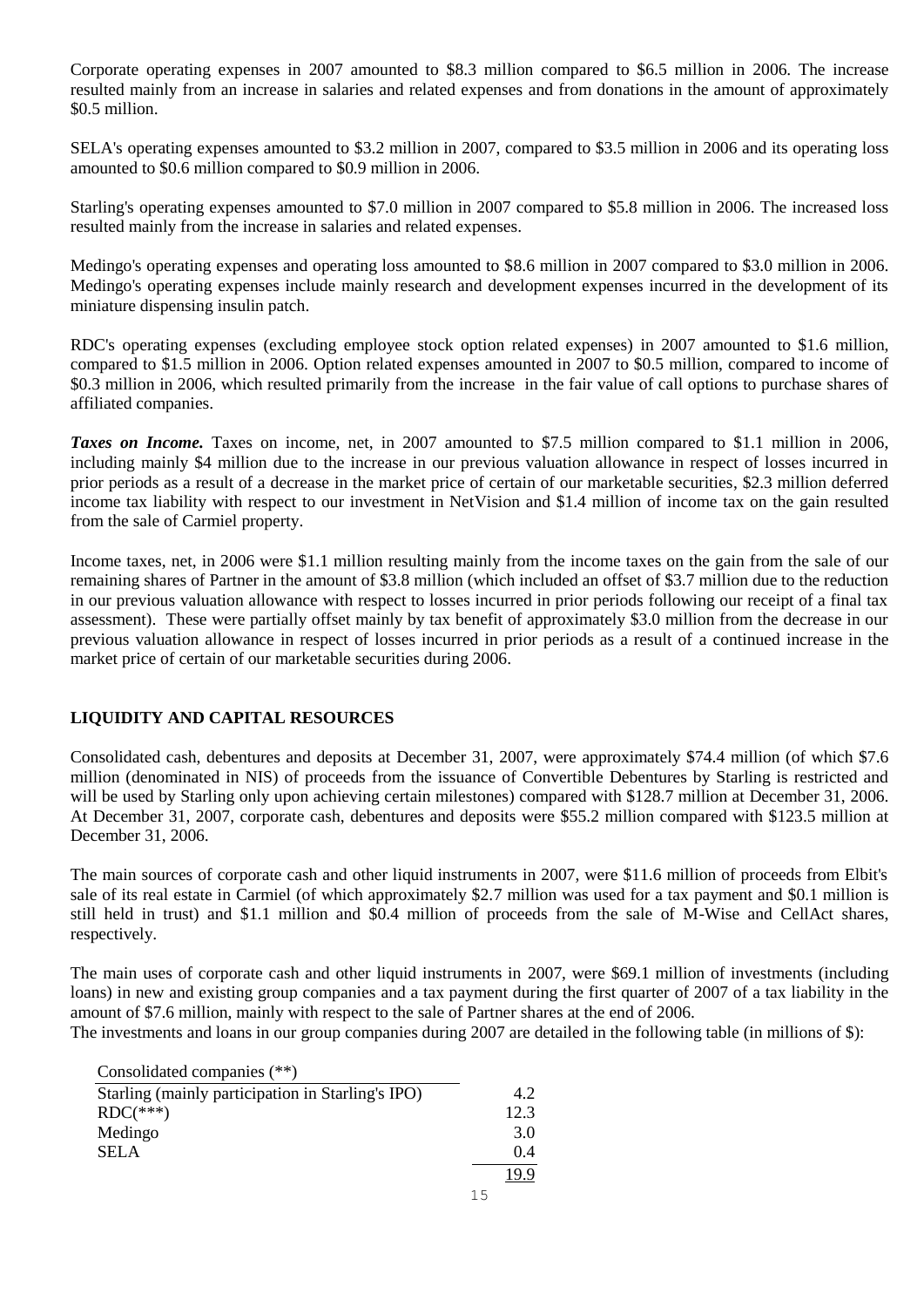Corporate operating expenses in 2007 amounted to \$8.3 million compared to \$6.5 million in 2006. The increase resulted mainly from an increase in salaries and related expenses and from donations in the amount of approximately \$0.5 million.

SELA's operating expenses amounted to \$3.2 million in 2007, compared to \$3.5 million in 2006 and its operating loss amounted to \$0.6 million compared to \$0.9 million in 2006.

Starling's operating expenses amounted to \$7.0 million in 2007 compared to \$5.8 million in 2006. The increased loss resulted mainly from the increase in salaries and related expenses.

Medingo's operating expenses and operating loss amounted to \$8.6 million in 2007 compared to \$3.0 million in 2006. Medingo's operating expenses include mainly research and development expenses incurred in the development of its miniature dispensing insulin patch.

RDC's operating expenses (excluding employee stock option related expenses) in 2007 amounted to \$1.6 million, compared to \$1.5 million in 2006. Option related expenses amounted in 2007 to \$0.5 million, compared to income of \$0.3 million in 2006, which resulted primarily from the increase in the fair value of call options to purchase shares of affiliated companies.

***Taxes on Income.*** Taxes on income, net, in 2007 amounted to \$7.5 million compared to \$1.1 million in 2006, including mainly \$4 million due to the increase in our previous valuation allowance in respect of losses incurred in prior periods as a result of a decrease in the market price of certain of our marketable securities, \$2.3 million deferred income tax liability with respect to our investment in NetVision and \$1.4 million of income tax on the gain resulted from the sale of Carmiel property.

Income taxes, net, in 2006 were \$1.1 million resulting mainly from the income taxes on the gain from the sale of our remaining shares of Partner in the amount of \$3.8 million (which included an offset of \$3.7 million due to the reduction in our previous valuation allowance with respect to losses incurred in prior periods following our receipt of a final tax assessment). These were partially offset mainly by tax benefit of approximately \$3.0 million from the decrease in our previous valuation allowance in respect of losses incurred in prior periods as a result of a continued increase in the market price of certain of our marketable securities during 2006.

## LIQUIDITY AND CAPITAL RESOURCES

Consolidated cash, debentures and deposits at December 31, 2007, were approximately \$74.4 million (of which \$7.6 million (denominated in NIS) of proceeds from the issuance of Convertible Debentures by Starling is restricted and will be used by Starling only upon achieving certain milestones) compared with \$128.7 million at December 31, 2006. At December 31, 2007, corporate cash, debentures and deposits were \$55.2 million compared with \$123.5 million at December 31, 2006.

The main sources of corporate cash and other liquid instruments in 2007, were \$11.6 million of proceeds from Elbit's sale of its real estate in Carmiel (of which approximately \$2.7 million was used for a tax payment and \$0.1 million is still held in trust) and \$1.1 million and \$0.4 million of proceeds from the sale of M-Wise and CellAct shares, respectively.

The main uses of corporate cash and other liquid instruments in 2007, were \$69.1 million of investments (including loans) in new and existing group companies and a tax payment during the first quarter of 2007 of a tax liability in the amount of \$7.6 million, mainly with respect to the sale of Partner shares at the end of 2006.
The investments and loans in our group companies during 2007 are detailed in the following table (in millions of \$):

| Consolidated companies (**) | |
|---|---|
| Starling (mainly participation in Starling's IPO) | 4.2 |
| RDC(***) | 12.3 |
| Medingo | 3.0 |
| SELA | 0.4 |
| | 19.9 |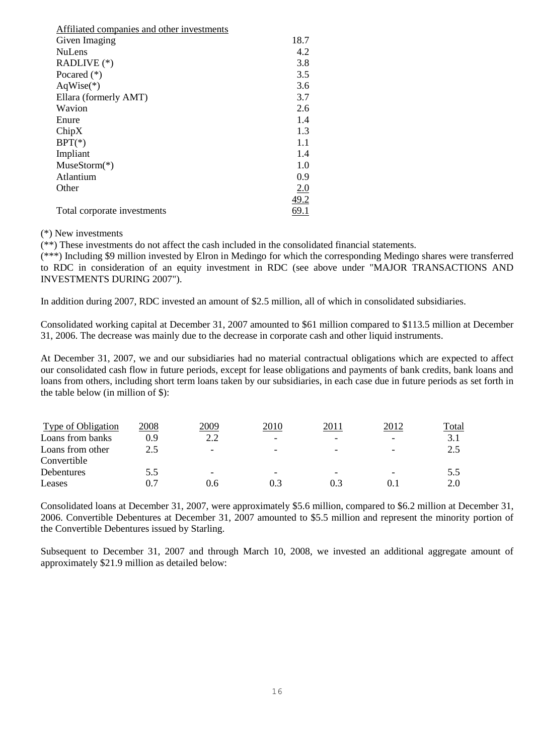| Affiliated companies and other investments | |
|---|---|
| Given Imaging | 18.7 |
| NuLens | 4.2 |
| RADLIVE (*) | 3.8 |
| Pocared (*) | 3.5 |
| AqWise(*) | 3.6 |
| Ellara (formerly AMT) | 3.7 |
| Wavion | 2.6 |
| Enure | 1.4 |
| ChipX | 1.3 |
| BPT(*) | 1.1 |
| Impliant | 1.4 |
| MuseStorm(*) | 1.0 |
| Atlantium | 0.9 |
| Other | 2.0 |
| | 49.2 |
| Total corporate investments | 69.1 |

(*) New investments

(**) These investments do not affect the cash included in the consolidated financial statements.

(***) Including $9 million invested by Elron in Medingo for which the corresponding Medingo shares were transferred to RDC in consideration of an equity investment in RDC (see above under "MAJOR TRANSACTIONS AND INVESTMENTS DURING 2007").

In addition during 2007, RDC invested an amount of $2.5 million, all of which in consolidated subsidiaries.

Consolidated working capital at December 31, 2007 amounted to $61 million compared to $113.5 million at December 31, 2006. The decrease was mainly due to the decrease in corporate cash and other liquid instruments.

At December 31, 2007, we and our subsidiaries had no material contractual obligations which are expected to affect our consolidated cash flow in future periods, except for lease obligations and payments of bank credits, bank loans and loans from others, including short term loans taken by our subsidiaries, in each case due in future periods as set forth in the table below (in million of $):

| Type of Obligation | 2008 | 2009 | 2010 | 2011 | 2012 | Total |
|---|---|---|---|---|---|---|
| Loans from banks | 0.9 | 2.2 | - | - | - | 3.1 |
| Loans from other | 2.5 | - | - | - | - | 2.5 |
| Convertible Debentures | 5.5 | - | - | - | - | 5.5 |
| Leases | 0.7 | 0.6 | 0.3 | 0.3 | 0.1 | 2.0 |

Consolidated loans at December 31, 2007, were approximately $5.6 million, compared to $6.2 million at December 31, 2006. Convertible Debentures at December 31, 2007 amounted to $5.5 million and represent the minority portion of the Convertible Debentures issued by Starling.

Subsequent to December 31, 2007 and through March 10, 2008, we invested an additional aggregate amount of approximately $21.9 million as detailed below: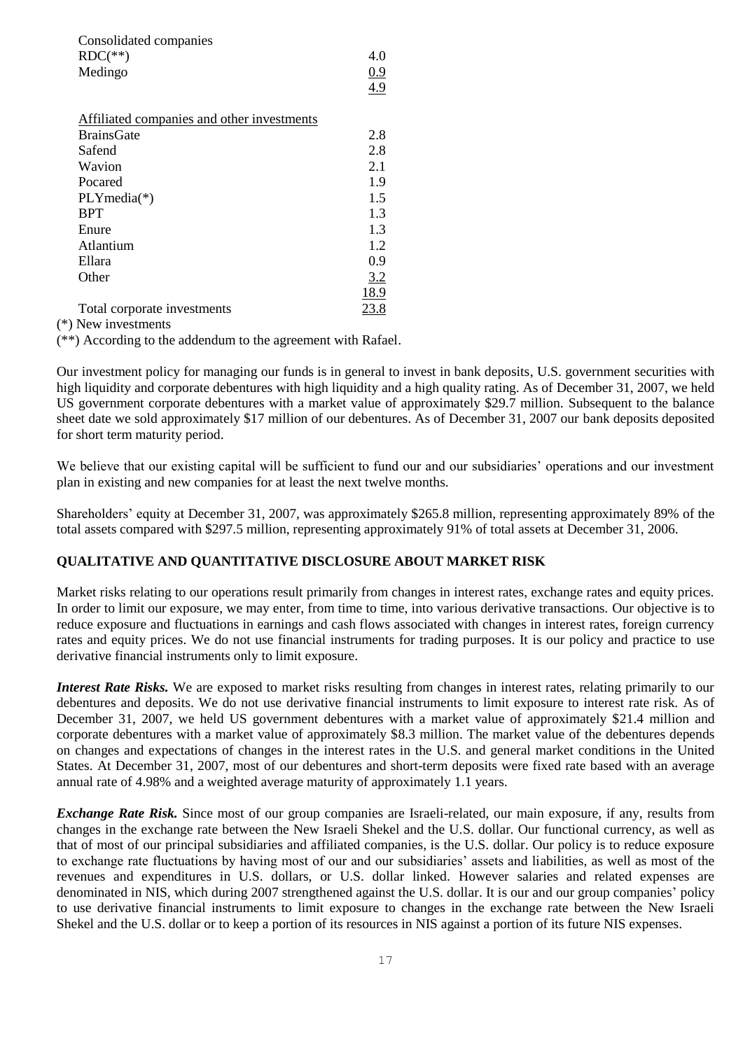| | |
|---|---|
| Consolidated companies | |
| RDC(**) | 4.0 |
| Medingo | 0.9 |
| | 4.9 |
| | |
| Affiliated companies and other investments | |
| BrainsGate | 2.8 |
| Safend | 2.8 |
| Wavion | 2.1 |
| Pocared | 1.9 |
| PLYmedia(*) | 1.5 |
| BPT | 1.3 |
| Enure | 1.3 |
| Atlantium | 1.2 |
| Ellara | 0.9 |
| Other | 3.2 |
| | 18.9 |
| Total corporate investments | 23.8 |

(*) New investments

(**) According to the addendum to the agreement with Rafael.

Our investment policy for managing our funds is in general to invest in bank deposits, U.S. government securities with high liquidity and corporate debentures with high liquidity and a high quality rating. As of December 31, 2007, we held US government corporate debentures with a market value of approximately $29.7 million. Subsequent to the balance sheet date we sold approximately $17 million of our debentures. As of December 31, 2007 our bank deposits deposited for short term maturity period.

We believe that our existing capital will be sufficient to fund our and our subsidiaries' operations and our investment plan in existing and new companies for at least the next twelve months.

Shareholders' equity at December 31, 2007, was approximately $265.8 million, representing approximately 89% of the total assets compared with $297.5 million, representing approximately 91% of total assets at December 31, 2006.

## QUALITATIVE AND QUANTITATIVE DISCLOSURE ABOUT MARKET RISK

Market risks relating to our operations result primarily from changes in interest rates, exchange rates and equity prices. In order to limit our exposure, we may enter, from time to time, into various derivative transactions. Our objective is to reduce exposure and fluctuations in earnings and cash flows associated with changes in interest rates, foreign currency rates and equity prices. We do not use financial instruments for trading purposes. It is our policy and practice to use derivative financial instruments only to limit exposure.

***Interest Rate Risks.*** We are exposed to market risks resulting from changes in interest rates, relating primarily to our debentures and deposits. We do not use derivative financial instruments to limit exposure to interest rate risk. As of December 31, 2007, we held US government debentures with a market value of approximately $21.4 million and corporate debentures with a market value of approximately $8.3 million. The market value of the debentures depends on changes and expectations of changes in the interest rates in the U.S. and general market conditions in the United States. At December 31, 2007, most of our debentures and short-term deposits were fixed rate based with an average annual rate of 4.98% and a weighted average maturity of approximately 1.1 years.

***Exchange Rate Risk.*** Since most of our group companies are Israeli-related, our main exposure, if any, results from changes in the exchange rate between the New Israeli Shekel and the U.S. dollar. Our functional currency, as well as that of most of our principal subsidiaries and affiliated companies, is the U.S. dollar. Our policy is to reduce exposure to exchange rate fluctuations by having most of our and our subsidiaries' assets and liabilities, as well as most of the revenues and expenditures in U.S. dollars, or U.S. dollar linked. However salaries and related expenses are denominated in NIS, which during 2007 strengthened against the U.S. dollar. It is our and our group companies' policy to use derivative financial instruments to limit exposure to changes in the exchange rate between the New Israeli Shekel and the U.S. dollar or to keep a portion of its resources in NIS against a portion of its future NIS expenses.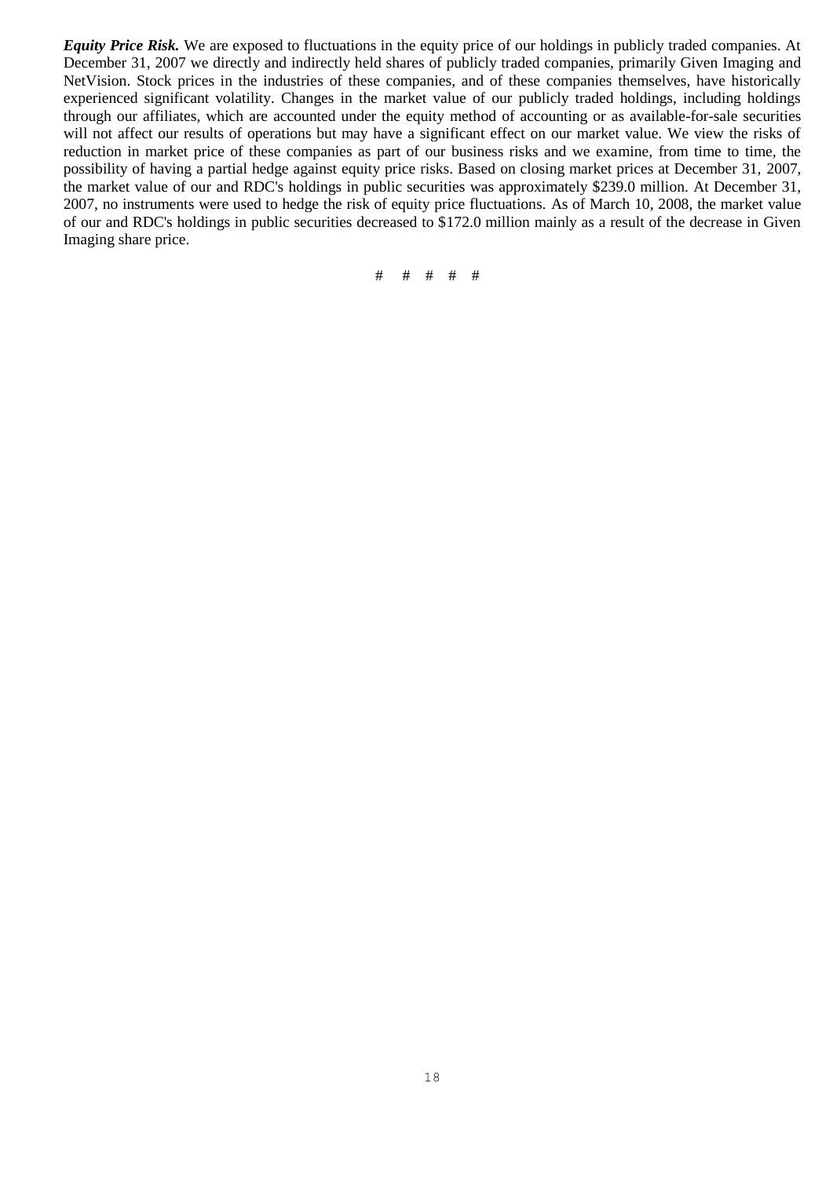***Equity Price Risk.*** We are exposed to fluctuations in the equity price of our holdings in publicly traded companies. At December 31, 2007 we directly and indirectly held shares of publicly traded companies, primarily Given Imaging and NetVision. Stock prices in the industries of these companies, and of these companies themselves, have historically experienced significant volatility. Changes in the market value of our publicly traded holdings, including holdings through our affiliates, which are accounted under the equity method of accounting or as available-for-sale securities will not affect our results of operations but may have a significant effect on our market value. We view the risks of reduction in market price of these companies as part of our business risks and we examine, from time to time, the possibility of having a partial hedge against equity price risks. Based on closing market prices at December 31, 2007, the market value of our and RDC's holdings in public securities was approximately $239.0 million. At December 31, 2007, no instruments were used to hedge the risk of equity price fluctuations. As of March 10, 2008, the market value of our and RDC's holdings in public securities decreased to $172.0 million mainly as a result of the decrease in Given Imaging share price.

# # # # #